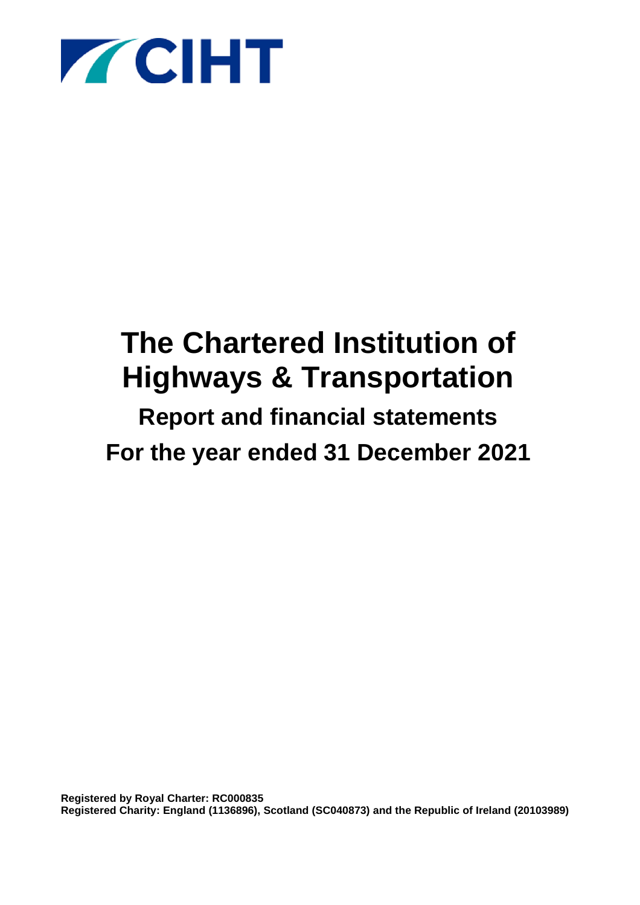CIHT

# The Chartered Institution of Highways & Transportation

## Report and financial statements

## For the year ended 31 December 2021

**Registered by Royal Charter: RC000835**
**Registered Charity: England (1136896), Scotland (SC040873) and the Republic of Ireland (20103989)**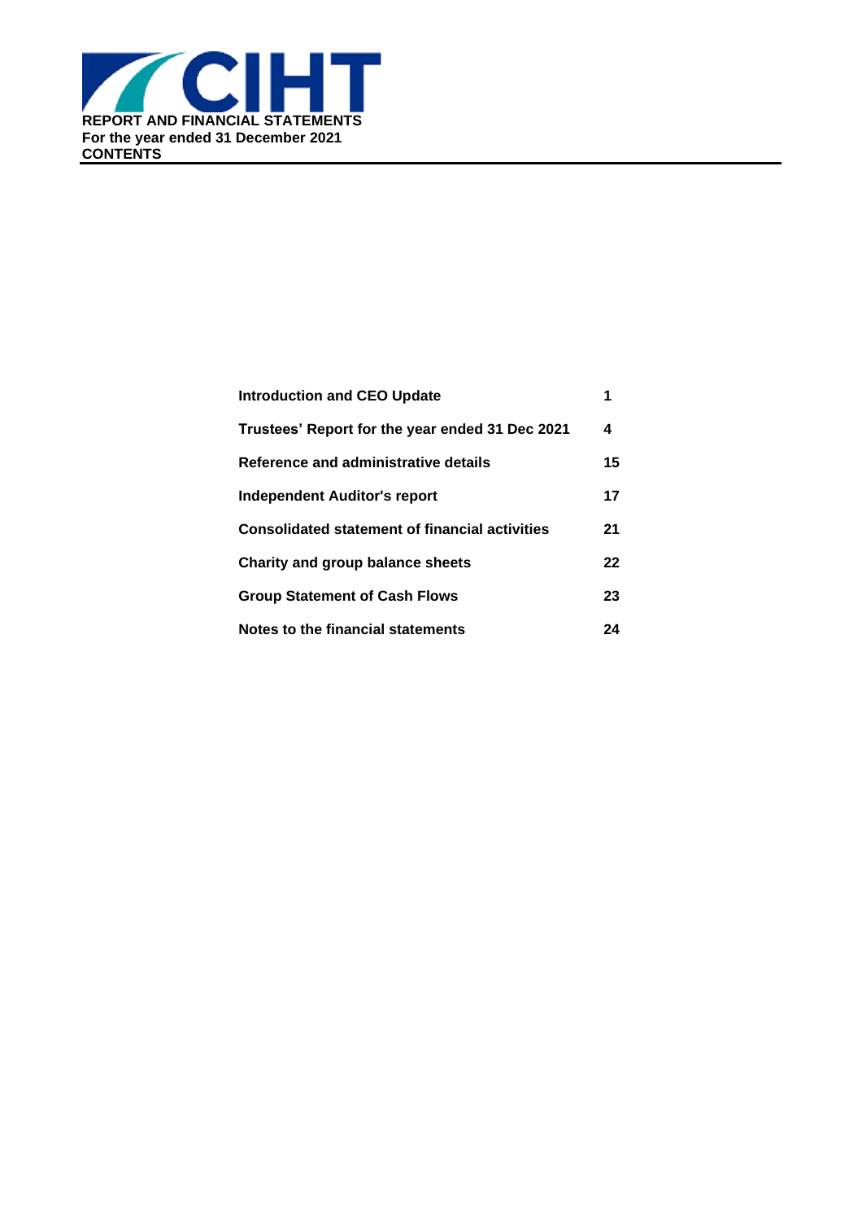**REPORT AND FINANCIAL STATEMENTS**
**For the year ended 31 December 2021**
**CONTENTS**

| | |
|---|---|
| **Introduction and CEO Update** | **1** |
| **Trustees' Report for the year ended 31 Dec 2021** | **4** |
| **Reference and administrative details** | **15** |
| **Independent Auditor's report** | **17** |
| **Consolidated statement of financial activities** | **21** |
| **Charity and group balance sheets** | **22** |
| **Group Statement of Cash Flows** | **23** |
| **Notes to the financial statements** | **24** |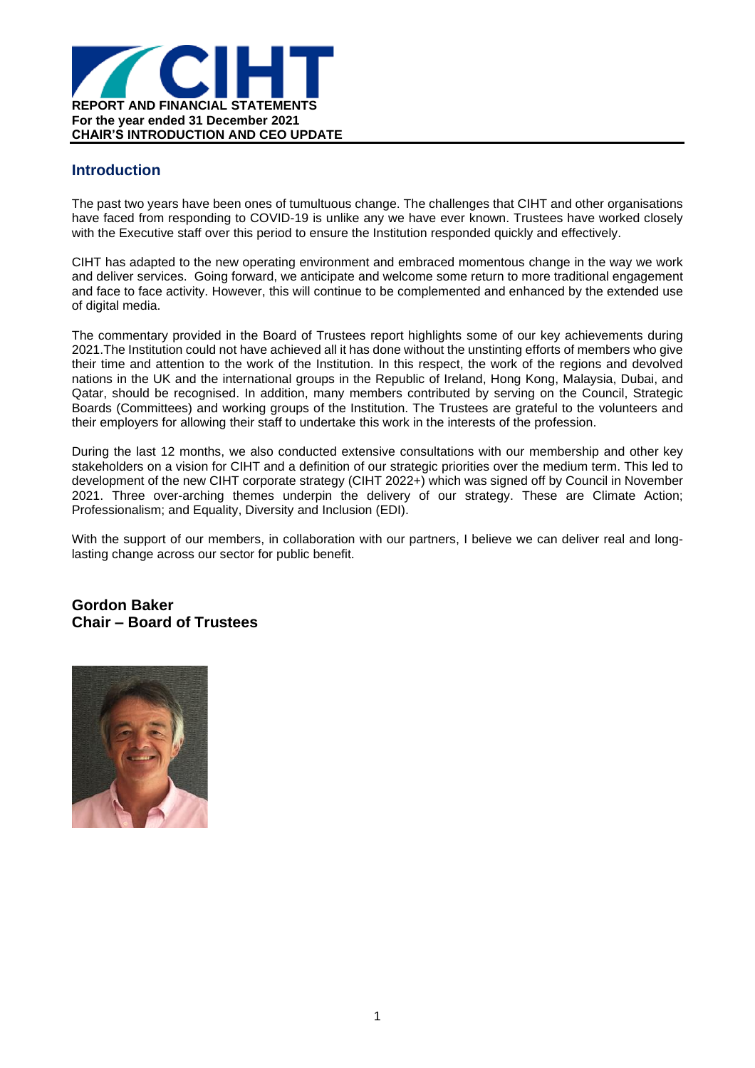**REPORT AND FINANCIAL STATEMENTS**
**For the year ended 31 December 2021**
**CHAIR'S INTRODUCTION AND CEO UPDATE**

## Introduction

The past two years have been ones of tumultuous change. The challenges that CIHT and other organisations have faced from responding to COVID-19 is unlike any we have ever known. Trustees have worked closely with the Executive staff over this period to ensure the Institution responded quickly and effectively.

CIHT has adapted to the new operating environment and embraced momentous change in the way we work and deliver services. Going forward, we anticipate and welcome some return to more traditional engagement and face to face activity. However, this will continue to be complemented and enhanced by the extended use of digital media.

The commentary provided in the Board of Trustees report highlights some of our key achievements during 2021.The Institution could not have achieved all it has done without the unstinting efforts of members who give their time and attention to the work of the Institution. In this respect, the work of the regions and devolved nations in the UK and the international groups in the Republic of Ireland, Hong Kong, Malaysia, Dubai, and Qatar, should be recognised. In addition, many members contributed by serving on the Council, Strategic Boards (Committees) and working groups of the Institution. The Trustees are grateful to the volunteers and their employers for allowing their staff to undertake this work in the interests of the profession.

During the last 12 months, we also conducted extensive consultations with our membership and other key stakeholders on a vision for CIHT and a definition of our strategic priorities over the medium term. This led to development of the new CIHT corporate strategy (CIHT 2022+) which was signed off by Council in November 2021. Three over-arching themes underpin the delivery of our strategy. These are Climate Action; Professionalism; and Equality, Diversity and Inclusion (EDI).

With the support of our members, in collaboration with our partners, I believe we can deliver real and long-lasting change across our sector for public benefit.

**Gordon Baker**
**Chair – Board of Trustees**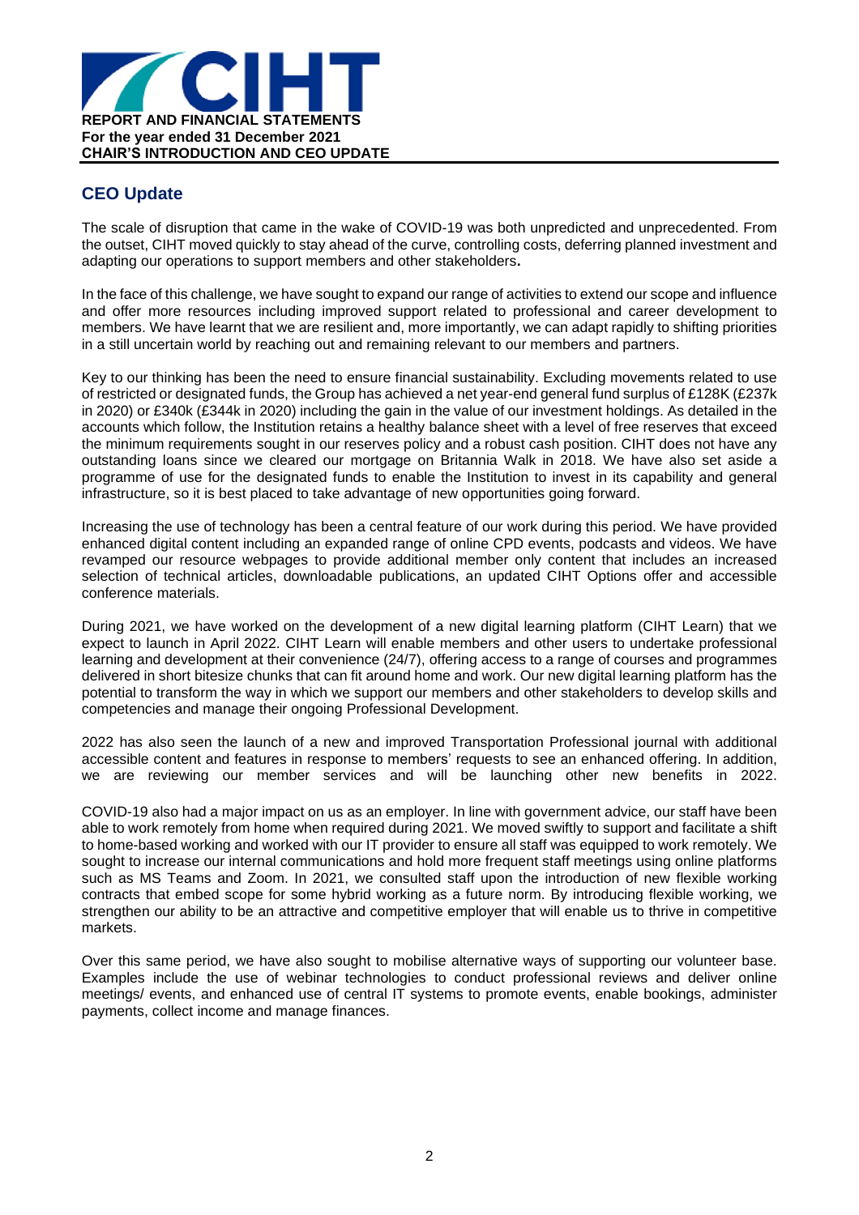## CEO Update

The scale of disruption that came in the wake of COVID-19 was both unpredicted and unprecedented. From the outset, CIHT moved quickly to stay ahead of the curve, controlling costs, deferring planned investment and adapting our operations to support members and other stakeholders**.**

In the face of this challenge, we have sought to expand our range of activities to extend our scope and influence and offer more resources including improved support related to professional and career development to members. We have learnt that we are resilient and, more importantly, we can adapt rapidly to shifting priorities in a still uncertain world by reaching out and remaining relevant to our members and partners.

Key to our thinking has been the need to ensure financial sustainability. Excluding movements related to use of restricted or designated funds, the Group has achieved a net year-end general fund surplus of £128K (£237k in 2020) or £340k (£344k in 2020) including the gain in the value of our investment holdings. As detailed in the accounts which follow, the Institution retains a healthy balance sheet with a level of free reserves that exceed the minimum requirements sought in our reserves policy and a robust cash position. CIHT does not have any outstanding loans since we cleared our mortgage on Britannia Walk in 2018. We have also set aside a programme of use for the designated funds to enable the Institution to invest in its capability and general infrastructure, so it is best placed to take advantage of new opportunities going forward.

Increasing the use of technology has been a central feature of our work during this period. We have provided enhanced digital content including an expanded range of online CPD events, podcasts and videos. We have revamped our resource webpages to provide additional member only content that includes an increased selection of technical articles, downloadable publications, an updated CIHT Options offer and accessible conference materials.

During 2021, we have worked on the development of a new digital learning platform (CIHT Learn) that we expect to launch in April 2022. CIHT Learn will enable members and other users to undertake professional learning and development at their convenience (24/7), offering access to a range of courses and programmes delivered in short bitesize chunks that can fit around home and work. Our new digital learning platform has the potential to transform the way in which we support our members and other stakeholders to develop skills and competencies and manage their ongoing Professional Development.

2022 has also seen the launch of a new and improved Transportation Professional journal with additional accessible content and features in response to members' requests to see an enhanced offering. In addition, we are reviewing our member services and will be launching other new benefits in 2022.

COVID-19 also had a major impact on us as an employer. In line with government advice, our staff have been able to work remotely from home when required during 2021. We moved swiftly to support and facilitate a shift to home-based working and worked with our IT provider to ensure all staff was equipped to work remotely. We sought to increase our internal communications and hold more frequent staff meetings using online platforms such as MS Teams and Zoom. In 2021, we consulted staff upon the introduction of new flexible working contracts that embed scope for some hybrid working as a future norm. By introducing flexible working, we strengthen our ability to be an attractive and competitive employer that will enable us to thrive in competitive markets.

Over this same period, we have also sought to mobilise alternative ways of supporting our volunteer base. Examples include the use of webinar technologies to conduct professional reviews and deliver online meetings/ events, and enhanced use of central IT systems to promote events, enable bookings, administer payments, collect income and manage finances.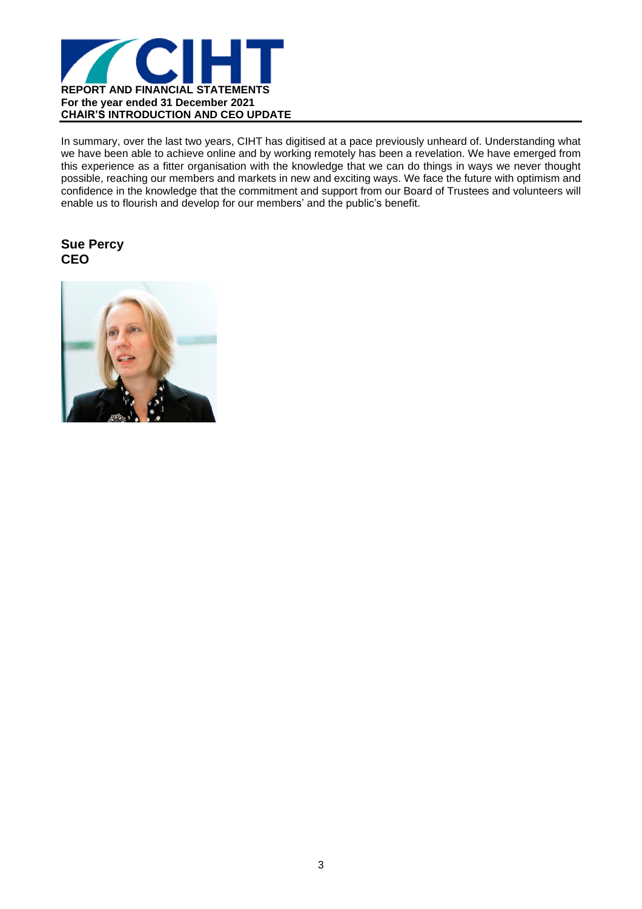In summary, over the last two years, CIHT has digitised at a pace previously unheard of. Understanding what we have been able to achieve online and by working remotely has been a revelation. We have emerged from this experience as a fitter organisation with the knowledge that we can do things in ways we never thought possible, reaching our members and markets in new and exciting ways. We face the future with optimism and confidence in the knowledge that the commitment and support from our Board of Trustees and volunteers will enable us to flourish and develop for our members' and the public's benefit.

**Sue Percy**
**CEO**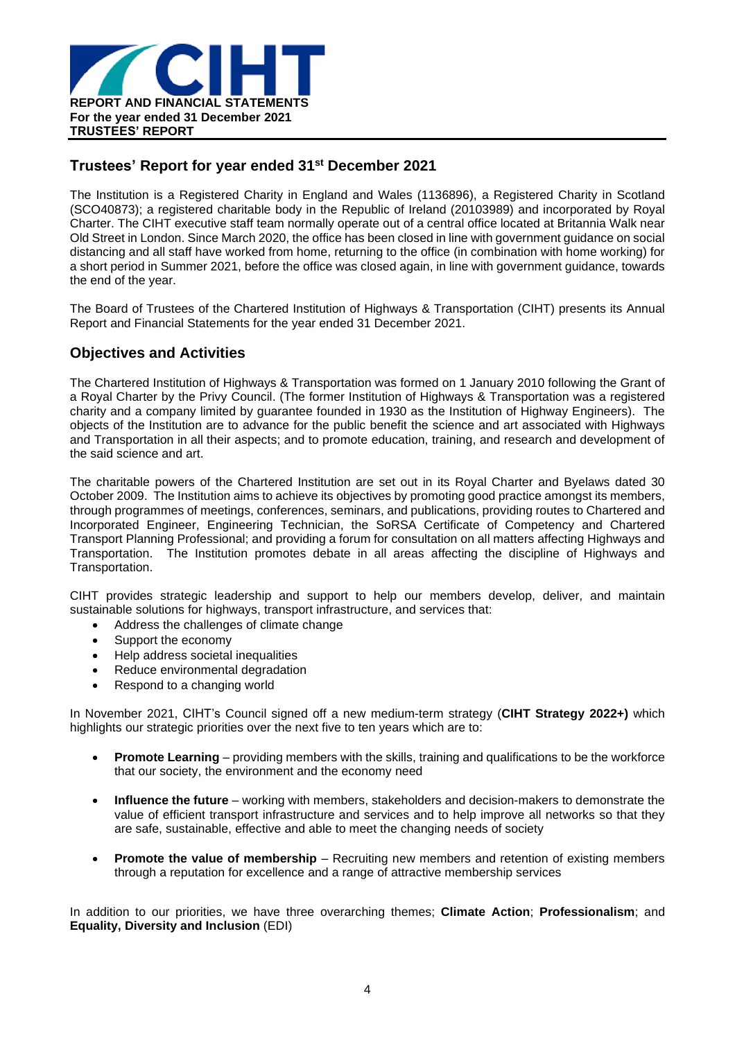## Trustees' Report for year ended 31st December 2021

The Institution is a Registered Charity in England and Wales (1136896), a Registered Charity in Scotland (SCO40873); a registered charitable body in the Republic of Ireland (20103989) and incorporated by Royal Charter. The CIHT executive staff team normally operate out of a central office located at Britannia Walk near Old Street in London. Since March 2020, the office has been closed in line with government guidance on social distancing and all staff have worked from home, returning to the office (in combination with home working) for a short period in Summer 2021, before the office was closed again, in line with government guidance, towards the end of the year.

The Board of Trustees of the Chartered Institution of Highways & Transportation (CIHT) presents its Annual Report and Financial Statements for the year ended 31 December 2021.

## Objectives and Activities

The Chartered Institution of Highways & Transportation was formed on 1 January 2010 following the Grant of a Royal Charter by the Privy Council. (The former Institution of Highways & Transportation was a registered charity and a company limited by guarantee founded in 1930 as the Institution of Highway Engineers). The objects of the Institution are to advance for the public benefit the science and art associated with Highways and Transportation in all their aspects; and to promote education, training, and research and development of the said science and art.

The charitable powers of the Chartered Institution are set out in its Royal Charter and Byelaws dated 30 October 2009. The Institution aims to achieve its objectives by promoting good practice amongst its members, through programmes of meetings, conferences, seminars, and publications, providing routes to Chartered and Incorporated Engineer, Engineering Technician, the SoRSA Certificate of Competency and Chartered Transport Planning Professional; and providing a forum for consultation on all matters affecting Highways and Transportation. The Institution promotes debate in all areas affecting the discipline of Highways and Transportation.

CIHT provides strategic leadership and support to help our members develop, deliver, and maintain sustainable solutions for highways, transport infrastructure, and services that:

- Address the challenges of climate change
- Support the economy
- Help address societal inequalities
- Reduce environmental degradation
- Respond to a changing world

In November 2021, CIHT's Council signed off a new medium-term strategy (**CIHT Strategy 2022+)** which highlights our strategic priorities over the next five to ten years which are to:

- **Promote Learning** – providing members with the skills, training and qualifications to be the workforce that our society, the environment and the economy need
- **Influence the future** – working with members, stakeholders and decision-makers to demonstrate the value of efficient transport infrastructure and services and to help improve all networks so that they are safe, sustainable, effective and able to meet the changing needs of society
- **Promote the value of membership** – Recruiting new members and retention of existing members through a reputation for excellence and a range of attractive membership services

In addition to our priorities, we have three overarching themes; **Climate Action**; **Professionalism**; and **Equality, Diversity and Inclusion** (EDI)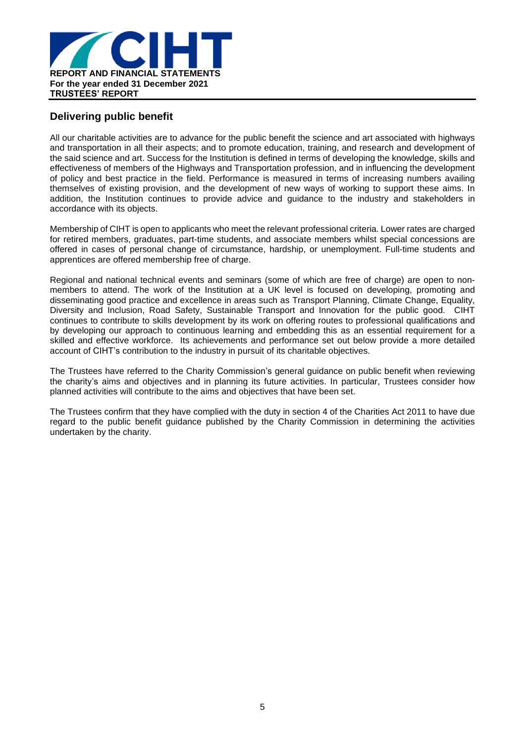## Delivering public benefit

All our charitable activities are to advance for the public benefit the science and art associated with highways and transportation in all their aspects; and to promote education, training, and research and development of the said science and art. Success for the Institution is defined in terms of developing the knowledge, skills and effectiveness of members of the Highways and Transportation profession, and in influencing the development of policy and best practice in the field. Performance is measured in terms of increasing numbers availing themselves of existing provision, and the development of new ways of working to support these aims. In addition, the Institution continues to provide advice and guidance to the industry and stakeholders in accordance with its objects.

Membership of CIHT is open to applicants who meet the relevant professional criteria. Lower rates are charged for retired members, graduates, part-time students, and associate members whilst special concessions are offered in cases of personal change of circumstance, hardship, or unemployment. Full-time students and apprentices are offered membership free of charge.

Regional and national technical events and seminars (some of which are free of charge) are open to non-members to attend. The work of the Institution at a UK level is focused on developing, promoting and disseminating good practice and excellence in areas such as Transport Planning, Climate Change, Equality, Diversity and Inclusion, Road Safety, Sustainable Transport and Innovation for the public good. CIHT continues to contribute to skills development by its work on offering routes to professional qualifications and by developing our approach to continuous learning and embedding this as an essential requirement for a skilled and effective workforce. Its achievements and performance set out below provide a more detailed account of CIHT's contribution to the industry in pursuit of its charitable objectives.

The Trustees have referred to the Charity Commission's general guidance on public benefit when reviewing the charity's aims and objectives and in planning its future activities. In particular, Trustees consider how planned activities will contribute to the aims and objectives that have been set.

The Trustees confirm that they have complied with the duty in section 4 of the Charities Act 2011 to have due regard to the public benefit guidance published by the Charity Commission in determining the activities undertaken by the charity.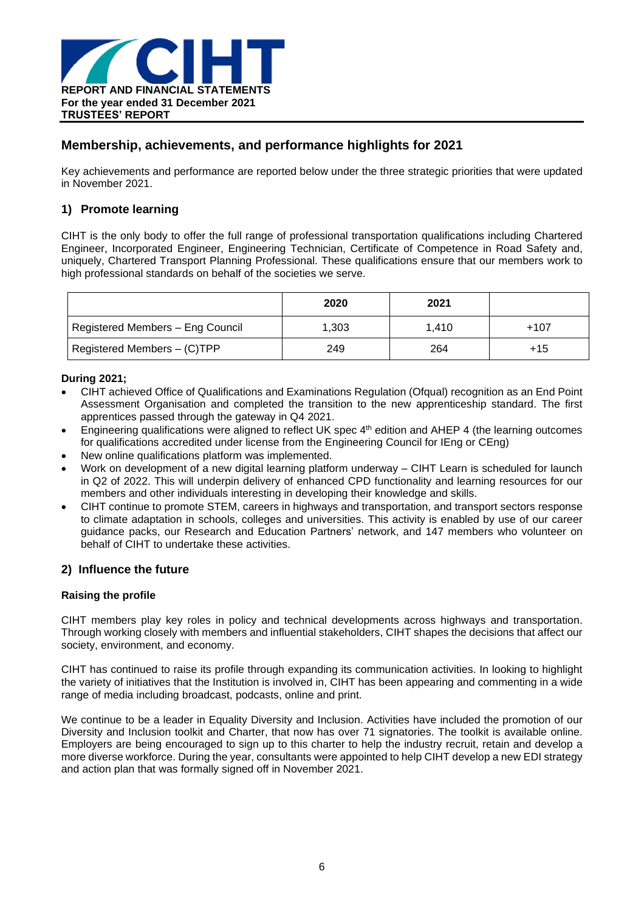## Membership, achievements, and performance highlights for 2021

Key achievements and performance are reported below under the three strategic priorities that were updated in November 2021.

### 1) Promote learning

CIHT is the only body to offer the full range of professional transportation qualifications including Chartered Engineer, Incorporated Engineer, Engineering Technician, Certificate of Competence in Road Safety and, uniquely, Chartered Transport Planning Professional. These qualifications ensure that our members work to high professional standards on behalf of the societies we serve.

| | 2020 | 2021 | |
|---|---|---|---|
| Registered Members – Eng Council | 1,303 | 1,410 | +107 |
| Registered Members – (C)TPP | 249 | 264 | +15 |

**During 2021;**

- CIHT achieved Office of Qualifications and Examinations Regulation (Ofqual) recognition as an End Point Assessment Organisation and completed the transition to the new apprenticeship standard. The first apprentices passed through the gateway in Q4 2021.
- Engineering qualifications were aligned to reflect UK spec 4th edition and AHEP 4 (the learning outcomes for qualifications accredited under license from the Engineering Council for IEng or CEng)
- New online qualifications platform was implemented.
- Work on development of a new digital learning platform underway – CIHT Learn is scheduled for launch in Q2 of 2022. This will underpin delivery of enhanced CPD functionality and learning resources for our members and other individuals interesting in developing their knowledge and skills.
- CIHT continue to promote STEM, careers in highways and transportation, and transport sectors response to climate adaptation in schools, colleges and universities. This activity is enabled by use of our career guidance packs, our Research and Education Partners' network, and 147 members who volunteer on behalf of CIHT to undertake these activities.

### 2) Influence the future

**Raising the profile**

CIHT members play key roles in policy and technical developments across highways and transportation. Through working closely with members and influential stakeholders, CIHT shapes the decisions that affect our society, environment, and economy.

CIHT has continued to raise its profile through expanding its communication activities. In looking to highlight the variety of initiatives that the Institution is involved in, CIHT has been appearing and commenting in a wide range of media including broadcast, podcasts, online and print.

We continue to be a leader in Equality Diversity and Inclusion. Activities have included the promotion of our Diversity and Inclusion toolkit and Charter, that now has over 71 signatories. The toolkit is available online. Employers are being encouraged to sign up to this charter to help the industry recruit, retain and develop a more diverse workforce. During the year, consultants were appointed to help CIHT develop a new EDI strategy and action plan that was formally signed off in November 2021.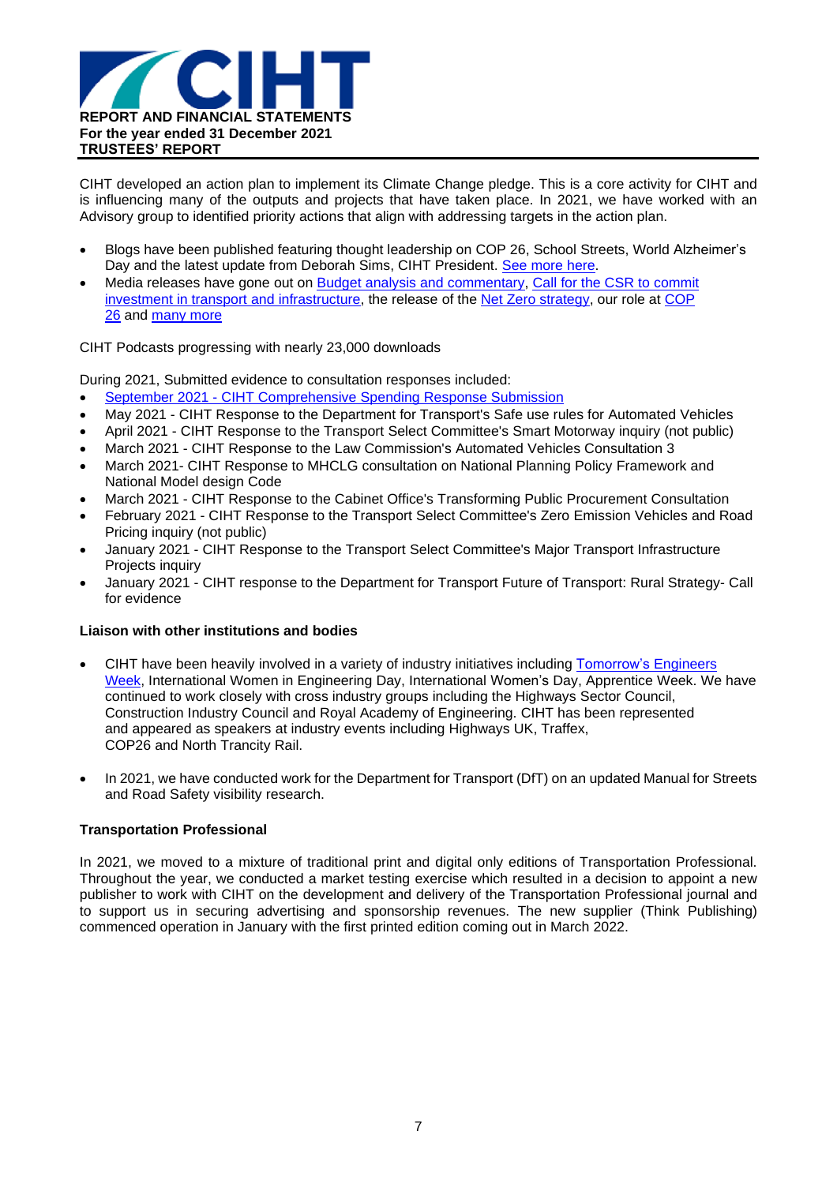CIHT developed an action plan to implement its Climate Change pledge. This is a core activity for CIHT and is influencing many of the outputs and projects that have taken place. In 2021, we have worked with an Advisory group to identified priority actions that align with addressing targets in the action plan.

- Blogs have been published featuring thought leadership on COP 26, School Streets, World Alzheimer's Day and the latest update from Deborah Sims, CIHT President. See more here.
- Media releases have gone out on Budget analysis and commentary, Call for the CSR to commit investment in transport and infrastructure, the release of the Net Zero strategy, our role at COP 26 and many more

CIHT Podcasts progressing with nearly 23,000 downloads

During 2021, Submitted evidence to consultation responses included:

- September 2021 - CIHT Comprehensive Spending Response Submission
- May 2021 - CIHT Response to the Department for Transport's Safe use rules for Automated Vehicles
- April 2021 - CIHT Response to the Transport Select Committee's Smart Motorway inquiry (not public)
- March 2021 - CIHT Response to the Law Commission's Automated Vehicles Consultation 3
- March 2021- CIHT Response to MHCLG consultation on National Planning Policy Framework and National Model design Code
- March 2021 - CIHT Response to the Cabinet Office's Transforming Public Procurement Consultation
- February 2021 - CIHT Response to the Transport Select Committee's Zero Emission Vehicles and Road Pricing inquiry (not public)
- January 2021 - CIHT Response to the Transport Select Committee's Major Transport Infrastructure Projects inquiry
- January 2021 - CIHT response to the Department for Transport Future of Transport: Rural Strategy- Call for evidence

**Liaison with other institutions and bodies**

- CIHT have been heavily involved in a variety of industry initiatives including Tomorrow's Engineers Week, International Women in Engineering Day, International Women's Day, Apprentice Week. We have continued to work closely with cross industry groups including the Highways Sector Council, Construction Industry Council and Royal Academy of Engineering. CIHT has been represented and appeared as speakers at industry events including Highways UK, Traffex, COP26 and North Trancity Rail.

- In 2021, we have conducted work for the Department for Transport (DfT) on an updated Manual for Streets and Road Safety visibility research.

**Transportation Professional**

In 2021, we moved to a mixture of traditional print and digital only editions of Transportation Professional. Throughout the year, we conducted a market testing exercise which resulted in a decision to appoint a new publisher to work with CIHT on the development and delivery of the Transportation Professional journal and to support us in securing advertising and sponsorship revenues. The new supplier (Think Publishing) commenced operation in January with the first printed edition coming out in March 2022.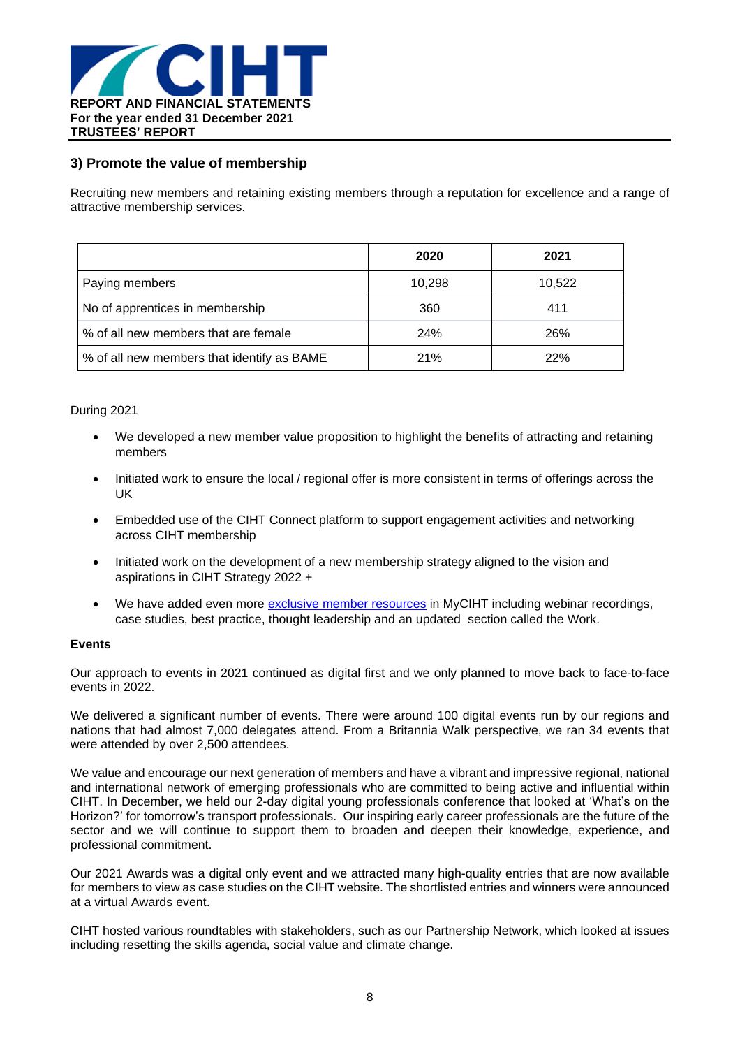## 3) Promote the value of membership

Recruiting new members and retaining existing members through a reputation for excellence and a range of attractive membership services.

| | 2020 | 2021 |
|---|---|---|
| Paying members | 10,298 | 10,522 |
| No of apprentices in membership | 360 | 411 |
| % of all new members that are female | 24% | 26% |
| % of all new members that identify as BAME | 21% | 22% |

During 2021

- We developed a new member value proposition to highlight the benefits of attracting and retaining members
- Initiated work to ensure the local / regional offer is more consistent in terms of offerings across the UK
- Embedded use of the CIHT Connect platform to support engagement activities and networking across CIHT membership
- Initiated work on the development of a new membership strategy aligned to the vision and aspirations in CIHT Strategy 2022 +
- We have added even more exclusive member resources in MyCIHT including webinar recordings, case studies, best practice, thought leadership and an updated section called the Work.

**Events**

Our approach to events in 2021 continued as digital first and we only planned to move back to face-to-face events in 2022.

We delivered a significant number of events. There were around 100 digital events run by our regions and nations that had almost 7,000 delegates attend. From a Britannia Walk perspective, we ran 34 events that were attended by over 2,500 attendees.

We value and encourage our next generation of members and have a vibrant and impressive regional, national and international network of emerging professionals who are committed to being active and influential within CIHT. In December, we held our 2-day digital young professionals conference that looked at 'What's on the Horizon?' for tomorrow's transport professionals. Our inspiring early career professionals are the future of the sector and we will continue to support them to broaden and deepen their knowledge, experience, and professional commitment.

Our 2021 Awards was a digital only event and we attracted many high-quality entries that are now available for members to view as case studies on the CIHT website. The shortlisted entries and winners were announced at a virtual Awards event.

CIHT hosted various roundtables with stakeholders, such as our Partnership Network, which looked at issues including resetting the skills agenda, social value and climate change.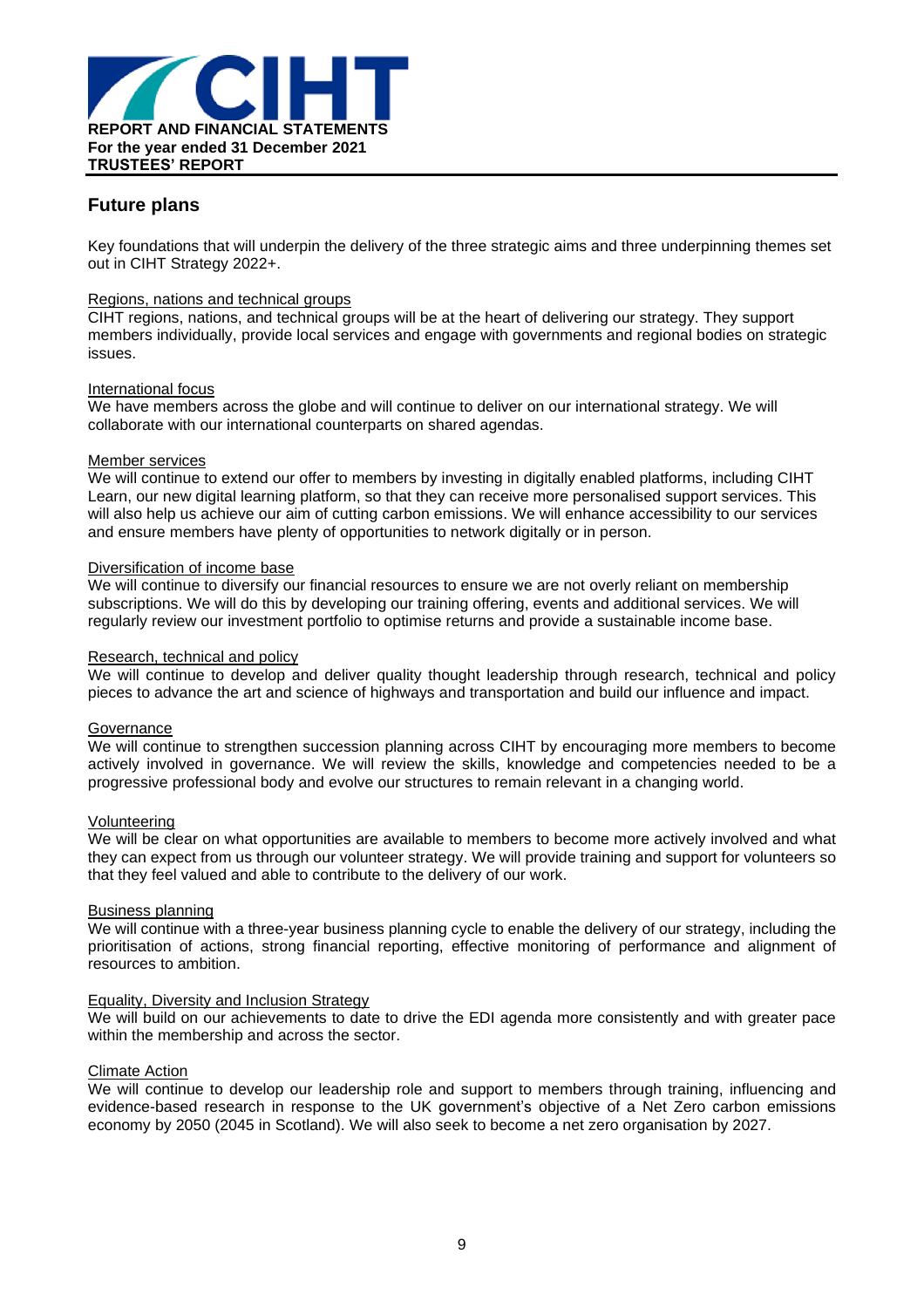## Future plans

Key foundations that will underpin the delivery of the three strategic aims and three underpinning themes set out in CIHT Strategy 2022+.

Regions, nations and technical groups
CIHT regions, nations, and technical groups will be at the heart of delivering our strategy. They support members individually, provide local services and engage with governments and regional bodies on strategic issues.

International focus
We have members across the globe and will continue to deliver on our international strategy. We will collaborate with our international counterparts on shared agendas.

Member services
We will continue to extend our offer to members by investing in digitally enabled platforms, including CIHT Learn, our new digital learning platform, so that they can receive more personalised support services. This will also help us achieve our aim of cutting carbon emissions. We will enhance accessibility to our services and ensure members have plenty of opportunities to network digitally or in person.

Diversification of income base
We will continue to diversify our financial resources to ensure we are not overly reliant on membership subscriptions. We will do this by developing our training offering, events and additional services. We will regularly review our investment portfolio to optimise returns and provide a sustainable income base.

Research, technical and policy
We will continue to develop and deliver quality thought leadership through research, technical and policy pieces to advance the art and science of highways and transportation and build our influence and impact.

Governance
We will continue to strengthen succession planning across CIHT by encouraging more members to become actively involved in governance. We will review the skills, knowledge and competencies needed to be a progressive professional body and evolve our structures to remain relevant in a changing world.

Volunteering
We will be clear on what opportunities are available to members to become more actively involved and what they can expect from us through our volunteer strategy. We will provide training and support for volunteers so that they feel valued and able to contribute to the delivery of our work.

Business planning
We will continue with a three-year business planning cycle to enable the delivery of our strategy, including the prioritisation of actions, strong financial reporting, effective monitoring of performance and alignment of resources to ambition.

Equality, Diversity and Inclusion Strategy
We will build on our achievements to date to drive the EDI agenda more consistently and with greater pace within the membership and across the sector.

Climate Action
We will continue to develop our leadership role and support to members through training, influencing and evidence-based research in response to the UK government's objective of a Net Zero carbon emissions economy by 2050 (2045 in Scotland). We will also seek to become a net zero organisation by 2027.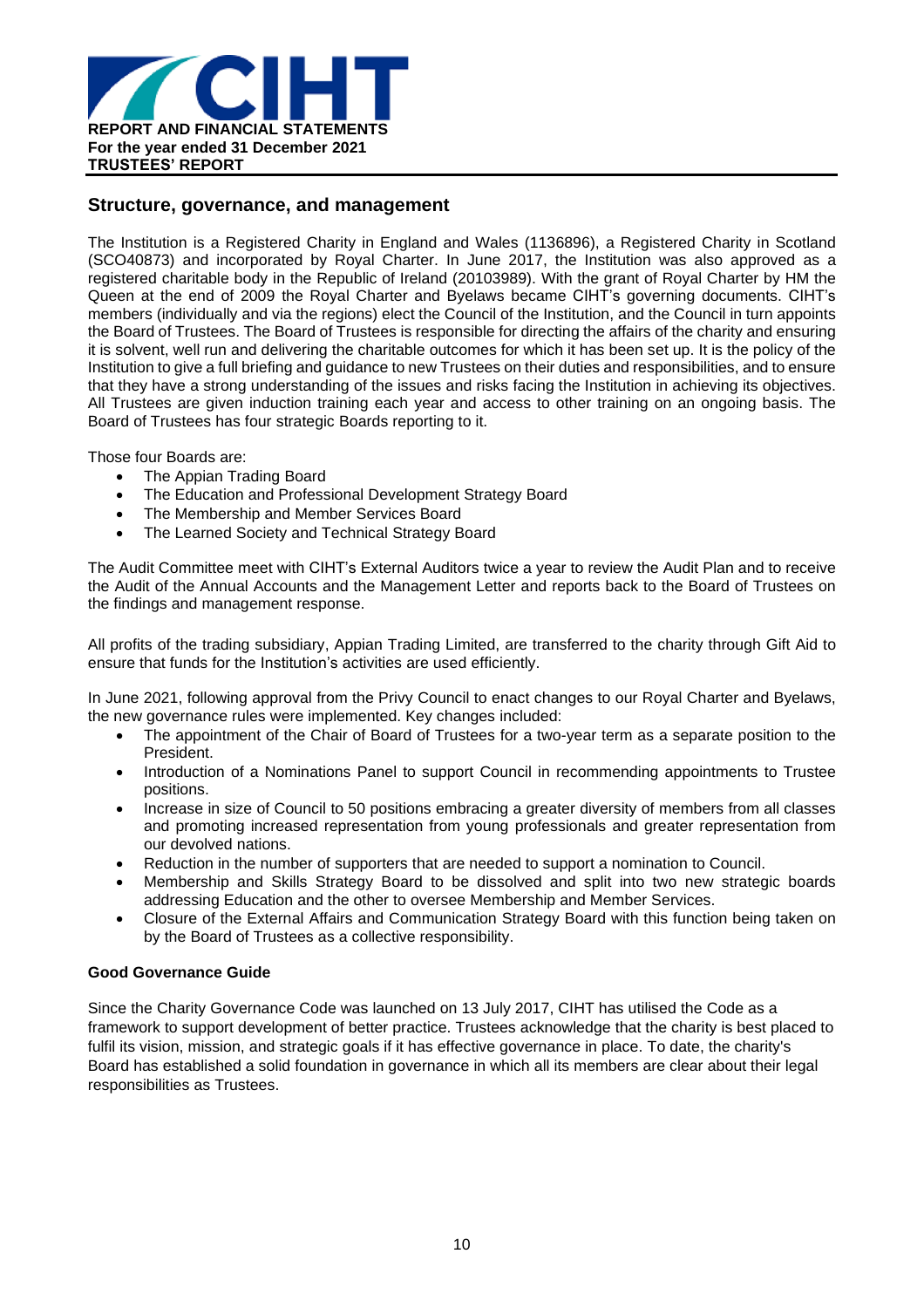## Structure, governance, and management

The Institution is a Registered Charity in England and Wales (1136896), a Registered Charity in Scotland (SCO40873) and incorporated by Royal Charter. In June 2017, the Institution was also approved as a registered charitable body in the Republic of Ireland (20103989). With the grant of Royal Charter by HM the Queen at the end of 2009 the Royal Charter and Byelaws became CIHT's governing documents. CIHT's members (individually and via the regions) elect the Council of the Institution, and the Council in turn appoints the Board of Trustees. The Board of Trustees is responsible for directing the affairs of the charity and ensuring it is solvent, well run and delivering the charitable outcomes for which it has been set up. It is the policy of the Institution to give a full briefing and guidance to new Trustees on their duties and responsibilities, and to ensure that they have a strong understanding of the issues and risks facing the Institution in achieving its objectives. All Trustees are given induction training each year and access to other training on an ongoing basis. The Board of Trustees has four strategic Boards reporting to it.

Those four Boards are:

- The Appian Trading Board
- The Education and Professional Development Strategy Board
- The Membership and Member Services Board
- The Learned Society and Technical Strategy Board

The Audit Committee meet with CIHT's External Auditors twice a year to review the Audit Plan and to receive the Audit of the Annual Accounts and the Management Letter and reports back to the Board of Trustees on the findings and management response.

All profits of the trading subsidiary, Appian Trading Limited, are transferred to the charity through Gift Aid to ensure that funds for the Institution's activities are used efficiently.

In June 2021, following approval from the Privy Council to enact changes to our Royal Charter and Byelaws, the new governance rules were implemented. Key changes included:

- The appointment of the Chair of Board of Trustees for a two-year term as a separate position to the President.
- Introduction of a Nominations Panel to support Council in recommending appointments to Trustee positions.
- Increase in size of Council to 50 positions embracing a greater diversity of members from all classes and promoting increased representation from young professionals and greater representation from our devolved nations.
- Reduction in the number of supporters that are needed to support a nomination to Council.
- Membership and Skills Strategy Board to be dissolved and split into two new strategic boards addressing Education and the other to oversee Membership and Member Services.
- Closure of the External Affairs and Communication Strategy Board with this function being taken on by the Board of Trustees as a collective responsibility.

### Good Governance Guide

Since the Charity Governance Code was launched on 13 July 2017, CIHT has utilised the Code as a framework to support development of better practice. Trustees acknowledge that the charity is best placed to fulfil its vision, mission, and strategic goals if it has effective governance in place. To date, the charity's Board has established a solid foundation in governance in which all its members are clear about their legal responsibilities as Trustees.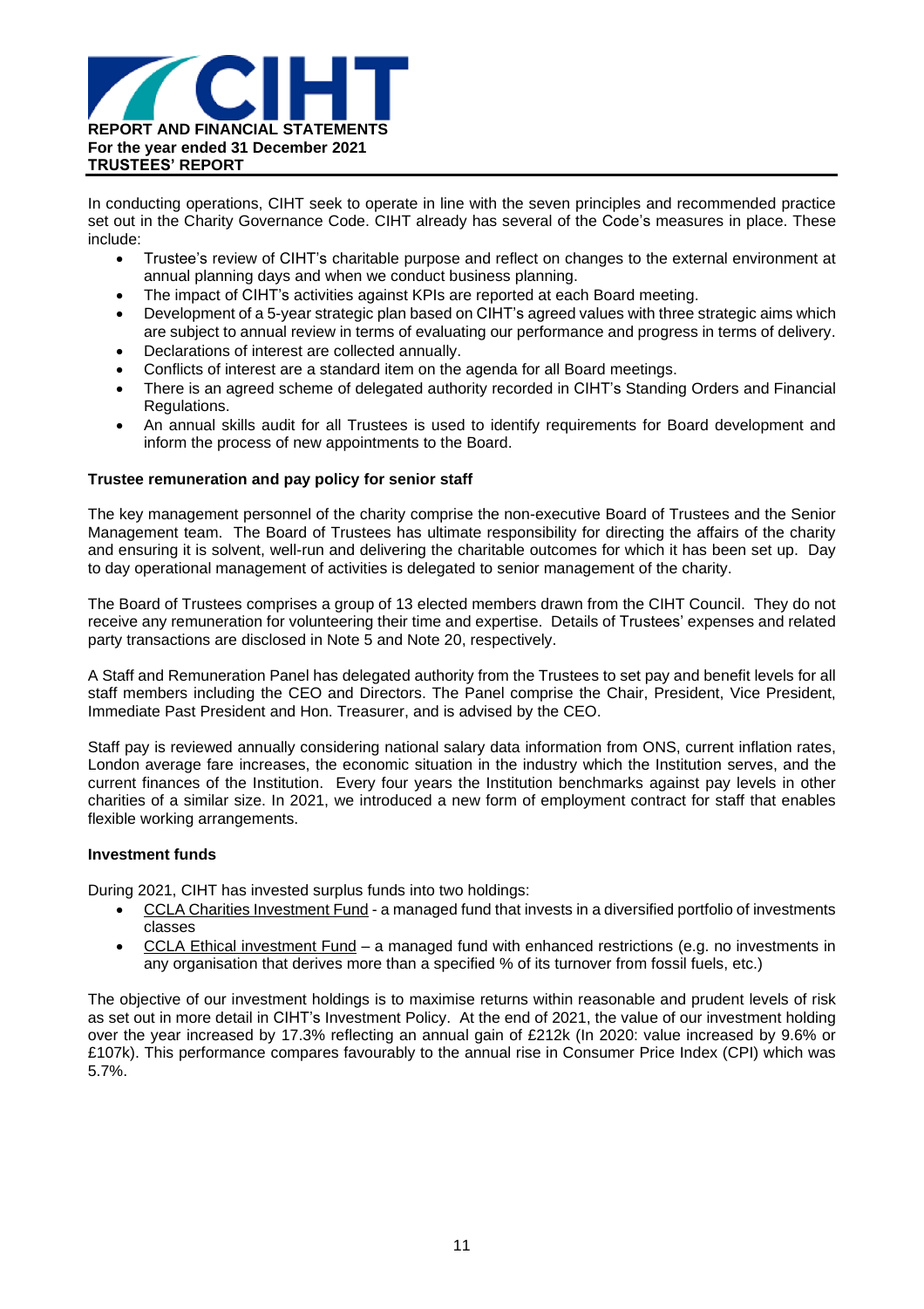In conducting operations, CIHT seek to operate in line with the seven principles and recommended practice set out in the Charity Governance Code. CIHT already has several of the Code's measures in place. These include:

- Trustee's review of CIHT's charitable purpose and reflect on changes to the external environment at annual planning days and when we conduct business planning.
- The impact of CIHT's activities against KPIs are reported at each Board meeting.
- Development of a 5-year strategic plan based on CIHT's agreed values with three strategic aims which are subject to annual review in terms of evaluating our performance and progress in terms of delivery.
- Declarations of interest are collected annually.
- Conflicts of interest are a standard item on the agenda for all Board meetings.
- There is an agreed scheme of delegated authority recorded in CIHT's Standing Orders and Financial Regulations.
- An annual skills audit for all Trustees is used to identify requirements for Board development and inform the process of new appointments to the Board.

**Trustee remuneration and pay policy for senior staff**

The key management personnel of the charity comprise the non-executive Board of Trustees and the Senior Management team. The Board of Trustees has ultimate responsibility for directing the affairs of the charity and ensuring it is solvent, well-run and delivering the charitable outcomes for which it has been set up. Day to day operational management of activities is delegated to senior management of the charity.

The Board of Trustees comprises a group of 13 elected members drawn from the CIHT Council. They do not receive any remuneration for volunteering their time and expertise. Details of Trustees' expenses and related party transactions are disclosed in Note 5 and Note 20, respectively.

A Staff and Remuneration Panel has delegated authority from the Trustees to set pay and benefit levels for all staff members including the CEO and Directors. The Panel comprise the Chair, President, Vice President, Immediate Past President and Hon. Treasurer, and is advised by the CEO.

Staff pay is reviewed annually considering national salary data information from ONS, current inflation rates, London average fare increases, the economic situation in the industry which the Institution serves, and the current finances of the Institution. Every four years the Institution benchmarks against pay levels in other charities of a similar size. In 2021, we introduced a new form of employment contract for staff that enables flexible working arrangements.

**Investment funds**

During 2021, CIHT has invested surplus funds into two holdings:

- CCLA Charities Investment Fund - a managed fund that invests in a diversified portfolio of investments classes
- CCLA Ethical investment Fund – a managed fund with enhanced restrictions (e.g. no investments in any organisation that derives more than a specified % of its turnover from fossil fuels, etc.)

The objective of our investment holdings is to maximise returns within reasonable and prudent levels of risk as set out in more detail in CIHT's Investment Policy. At the end of 2021, the value of our investment holding over the year increased by 17.3% reflecting an annual gain of £212k (In 2020: value increased by 9.6% or £107k). This performance compares favourably to the annual rise in Consumer Price Index (CPI) which was 5.7%.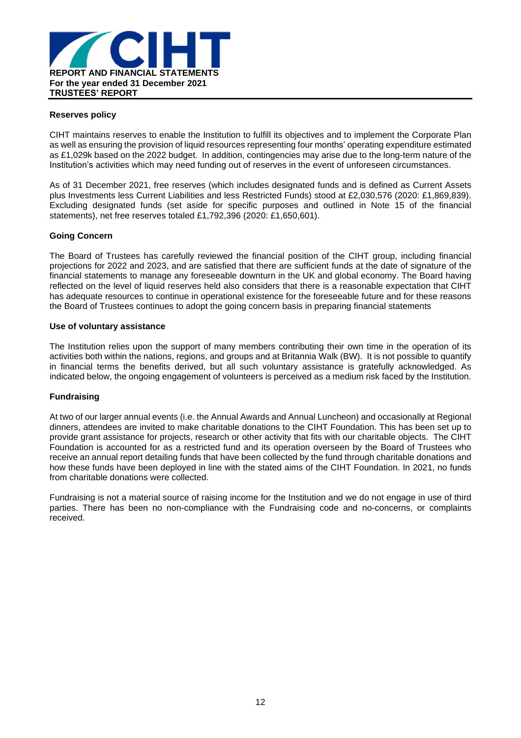## Reserves policy

CIHT maintains reserves to enable the Institution to fulfill its objectives and to implement the Corporate Plan as well as ensuring the provision of liquid resources representing four months' operating expenditure estimated as £1,029k based on the 2022 budget. In addition, contingencies may arise due to the long-term nature of the Institution's activities which may need funding out of reserves in the event of unforeseen circumstances.

As of 31 December 2021, free reserves (which includes designated funds and is defined as Current Assets plus Investments less Current Liabilities and less Restricted Funds) stood at £2,030,576 (2020: £1,869,839). Excluding designated funds (set aside for specific purposes and outlined in Note 15 of the financial statements), net free reserves totaled £1,792,396 (2020: £1,650,601).

## Going Concern

The Board of Trustees has carefully reviewed the financial position of the CIHT group, including financial projections for 2022 and 2023, and are satisfied that there are sufficient funds at the date of signature of the financial statements to manage any foreseeable downturn in the UK and global economy. The Board having reflected on the level of liquid reserves held also considers that there is a reasonable expectation that CIHT has adequate resources to continue in operational existence for the foreseeable future and for these reasons the Board of Trustees continues to adopt the going concern basis in preparing financial statements

## Use of voluntary assistance

The Institution relies upon the support of many members contributing their own time in the operation of its activities both within the nations, regions, and groups and at Britannia Walk (BW). It is not possible to quantify in financial terms the benefits derived, but all such voluntary assistance is gratefully acknowledged. As indicated below, the ongoing engagement of volunteers is perceived as a medium risk faced by the Institution.

## Fundraising

At two of our larger annual events (i.e. the Annual Awards and Annual Luncheon) and occasionally at Regional dinners, attendees are invited to make charitable donations to the CIHT Foundation. This has been set up to provide grant assistance for projects, research or other activity that fits with our charitable objects. The CIHT Foundation is accounted for as a restricted fund and its operation overseen by the Board of Trustees who receive an annual report detailing funds that have been collected by the fund through charitable donations and how these funds have been deployed in line with the stated aims of the CIHT Foundation. In 2021, no funds from charitable donations were collected.

Fundraising is not a material source of raising income for the Institution and we do not engage in use of third parties. There has been no non-compliance with the Fundraising code and no-concerns, or complaints received.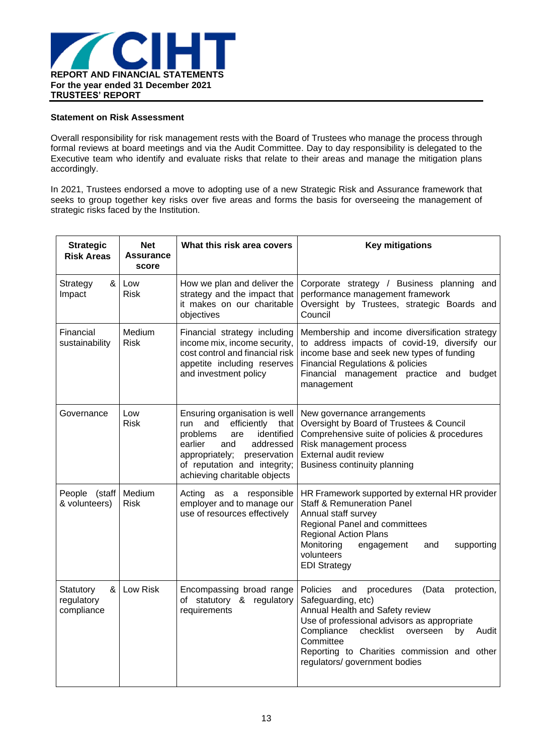**Statement on Risk Assessment**

Overall responsibility for risk management rests with the Board of Trustees who manage the process through formal reviews at board meetings and via the Audit Committee. Day to day responsibility is delegated to the Executive team who identify and evaluate risks that relate to their areas and manage the mitigation plans accordingly.

In 2021, Trustees endorsed a move to adopting use of a new Strategic Risk and Assurance framework that seeks to group together key risks over five areas and forms the basis for overseeing the management of strategic risks faced by the Institution.

| Strategic Risk Areas | Net Assurance score | What this risk area covers | Key mitigations |
|---|---|---|---|
| Strategy & Impact | Low Risk | How we plan and deliver the strategy and the impact that it makes on our charitable objectives | Corporate strategy / Business planning and performance management framework<br>Oversight by Trustees, strategic Boards and Council |
| Financial sustainability | Medium Risk | Financial strategy including income mix, income security, cost control and financial risk appetite including reserves and investment policy | Membership and income diversification strategy to address impacts of covid-19, diversify our income base and seek new types of funding<br>Financial Regulations & policies<br>Financial management practice and budget management |
| Governance | Low Risk | Ensuring organisation is well run and efficiently that problems are identified earlier and addressed appropriately; preservation of reputation and integrity; achieving charitable objects | New governance arrangements<br>Oversight by Board of Trustees & Council<br>Comprehensive suite of policies & procedures<br>Risk management process<br>External audit review<br>Business continuity planning |
| People (staff & volunteers) | Medium Risk | Acting as a responsible employer and to manage our use of resources effectively | HR Framework supported by external HR provider<br>Staff & Remuneration Panel<br>Annual staff survey<br>Regional Panel and committees<br>Regional Action Plans<br>Monitoring engagement and supporting volunteers<br>EDI Strategy |
| Statutory & regulatory compliance | Low Risk | Encompassing broad range of statutory & regulatory requirements | Policies and procedures (Data protection, Safeguarding, etc)<br>Annual Health and Safety review<br>Use of professional advisors as appropriate<br>Compliance checklist overseen by Audit Committee<br>Reporting to Charities commission and other regulators/ government bodies |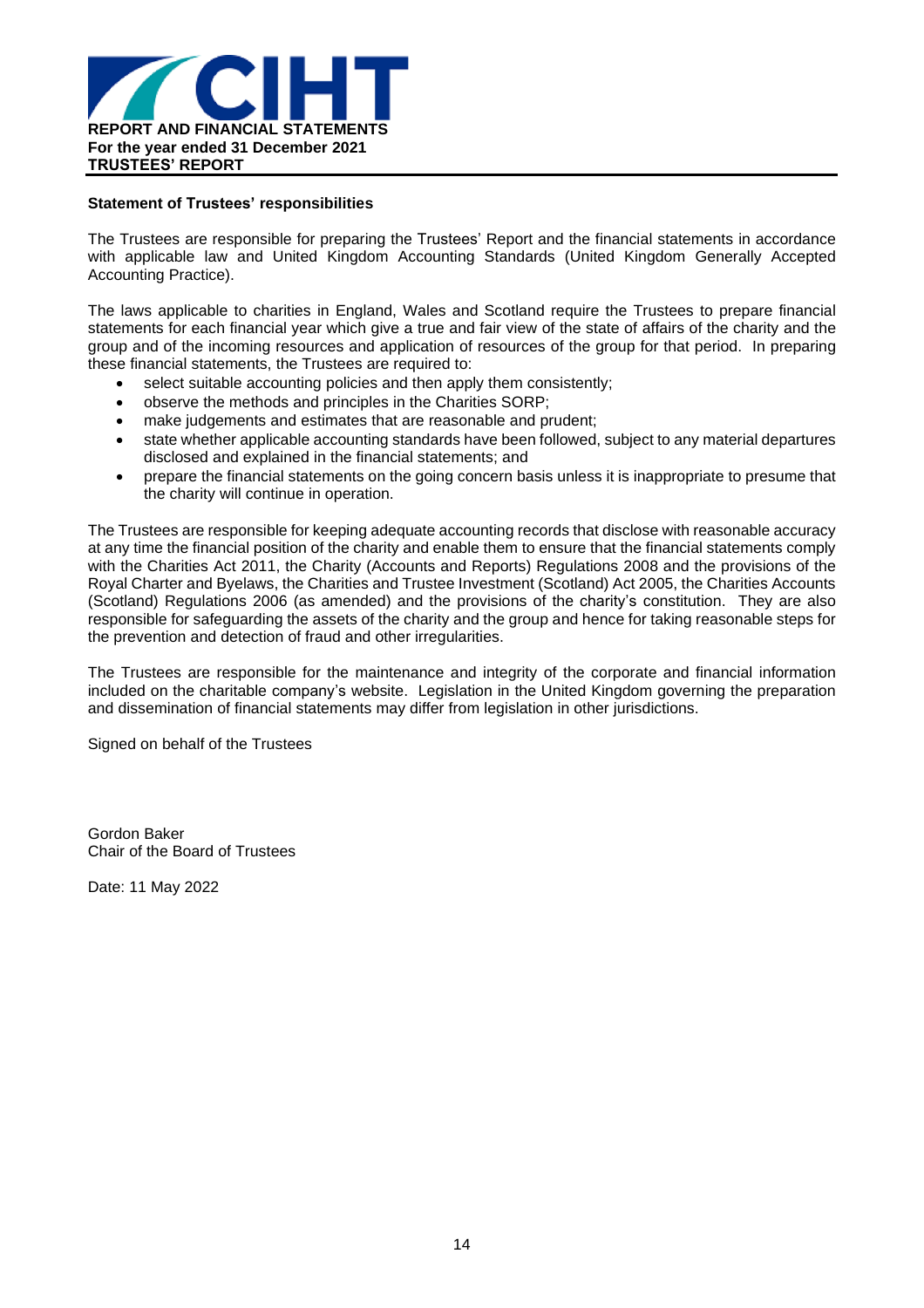## Statement of Trustees' responsibilities

The Trustees are responsible for preparing the Trustees' Report and the financial statements in accordance with applicable law and United Kingdom Accounting Standards (United Kingdom Generally Accepted Accounting Practice).

The laws applicable to charities in England, Wales and Scotland require the Trustees to prepare financial statements for each financial year which give a true and fair view of the state of affairs of the charity and the group and of the incoming resources and application of resources of the group for that period. In preparing these financial statements, the Trustees are required to:

- select suitable accounting policies and then apply them consistently;
- observe the methods and principles in the Charities SORP;
- make judgements and estimates that are reasonable and prudent;
- state whether applicable accounting standards have been followed, subject to any material departures disclosed and explained in the financial statements; and
- prepare the financial statements on the going concern basis unless it is inappropriate to presume that the charity will continue in operation.

The Trustees are responsible for keeping adequate accounting records that disclose with reasonable accuracy at any time the financial position of the charity and enable them to ensure that the financial statements comply with the Charities Act 2011, the Charity (Accounts and Reports) Regulations 2008 and the provisions of the Royal Charter and Byelaws, the Charities and Trustee Investment (Scotland) Act 2005, the Charities Accounts (Scotland) Regulations 2006 (as amended) and the provisions of the charity's constitution. They are also responsible for safeguarding the assets of the charity and the group and hence for taking reasonable steps for the prevention and detection of fraud and other irregularities.

The Trustees are responsible for the maintenance and integrity of the corporate and financial information included on the charitable company's website. Legislation in the United Kingdom governing the preparation and dissemination of financial statements may differ from legislation in other jurisdictions.

Signed on behalf of the Trustees

Gordon Baker
Chair of the Board of Trustees

Date: 11 May 2022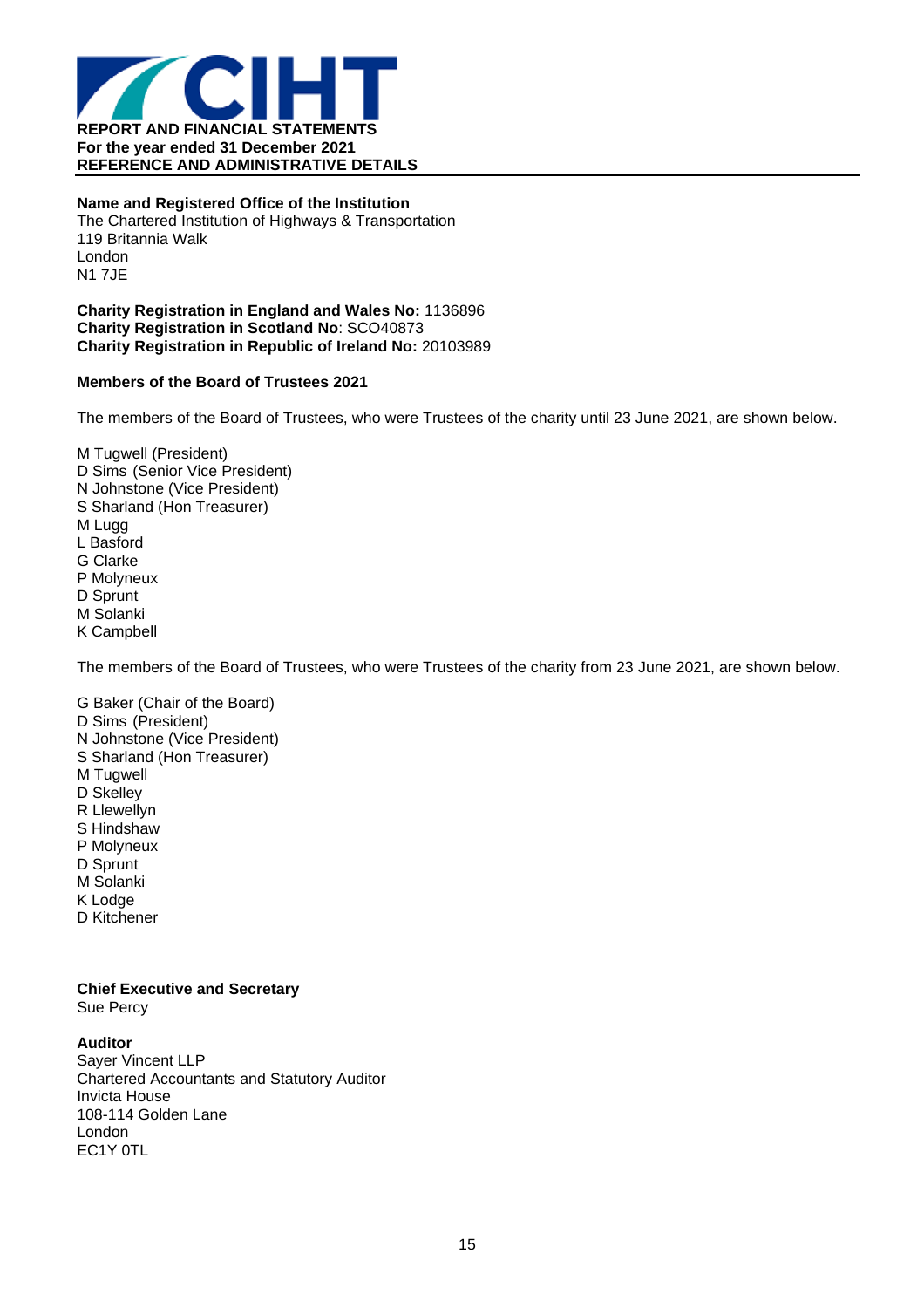**REPORT AND FINANCIAL STATEMENTS**
**For the year ended 31 December 2021**
**REFERENCE AND ADMINISTRATIVE DETAILS**

**Name and Registered Office of the Institution**
The Chartered Institution of Highways & Transportation
119 Britannia Walk
London
N1 7JE

**Charity Registration in England and Wales No:** 1136896
**Charity Registration in Scotland No**: SCO40873
**Charity Registration in Republic of Ireland No:** 20103989

**Members of the Board of Trustees 2021**

The members of the Board of Trustees, who were Trustees of the charity until 23 June 2021, are shown below.

M Tugwell (President)
D Sims (Senior Vice President)
N Johnstone (Vice President)
S Sharland (Hon Treasurer)
M Lugg
L Basford
G Clarke
P Molyneux
D Sprunt
M Solanki
K Campbell

The members of the Board of Trustees, who were Trustees of the charity from 23 June 2021, are shown below.

G Baker (Chair of the Board)
D Sims (President)
N Johnstone (Vice President)
S Sharland (Hon Treasurer)
M Tugwell
D Skelley
R Llewellyn
S Hindshaw
P Molyneux
D Sprunt
M Solanki
K Lodge
D Kitchener

**Chief Executive and Secretary**
Sue Percy

**Auditor**
Sayer Vincent LLP
Chartered Accountants and Statutory Auditor
Invicta House
108-114 Golden Lane
London
EC1Y 0TL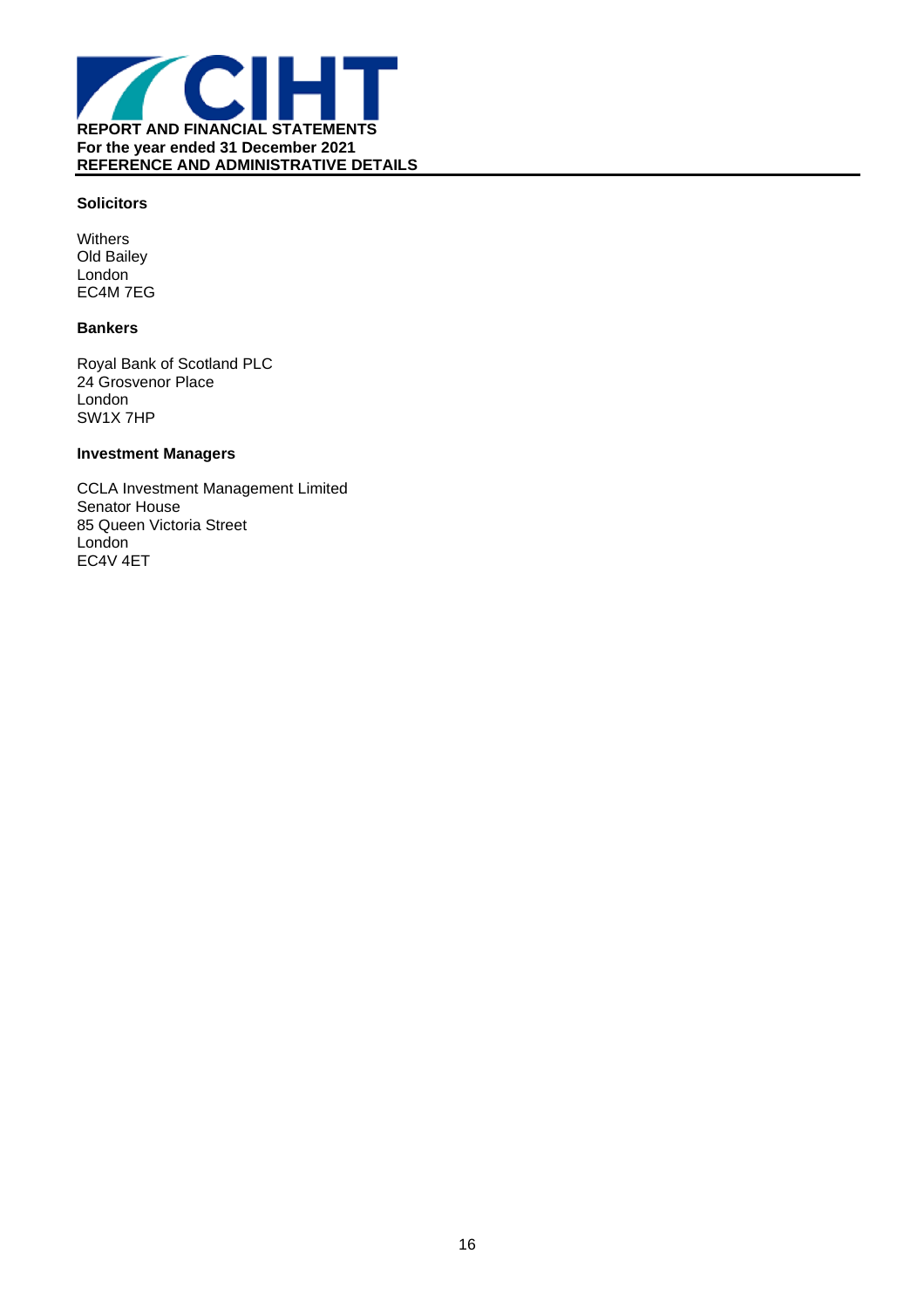## Solicitors

Withers
Old Bailey
London
EC4M 7EG

## Bankers

Royal Bank of Scotland PLC
24 Grosvenor Place
London
SW1X 7HP

## Investment Managers

CCLA Investment Management Limited
Senator House
85 Queen Victoria Street
London
EC4V 4ET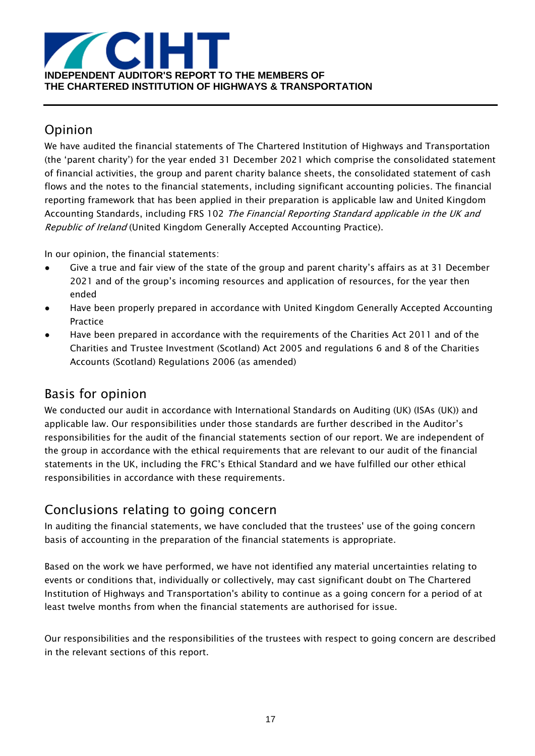**INDEPENDENT AUDITOR'S REPORT TO THE MEMBERS OF THE CHARTERED INSTITUTION OF HIGHWAYS & TRANSPORTATION**

## Opinion

We have audited the financial statements of The Chartered Institution of Highways and Transportation (the 'parent charity') for the year ended 31 December 2021 which comprise the consolidated statement of financial activities, the group and parent charity balance sheets, the consolidated statement of cash flows and the notes to the financial statements, including significant accounting policies. The financial reporting framework that has been applied in their preparation is applicable law and United Kingdom Accounting Standards, including FRS 102 *The Financial Reporting Standard applicable in the UK and Republic of Ireland* (United Kingdom Generally Accepted Accounting Practice).

In our opinion, the financial statements:

- Give a true and fair view of the state of the group and parent charity's affairs as at 31 December 2021 and of the group's incoming resources and application of resources, for the year then ended
- Have been properly prepared in accordance with United Kingdom Generally Accepted Accounting Practice
- Have been prepared in accordance with the requirements of the Charities Act 2011 and of the Charities and Trustee Investment (Scotland) Act 2005 and regulations 6 and 8 of the Charities Accounts (Scotland) Regulations 2006 (as amended)

## Basis for opinion

We conducted our audit in accordance with International Standards on Auditing (UK) (ISAs (UK)) and applicable law. Our responsibilities under those standards are further described in the Auditor's responsibilities for the audit of the financial statements section of our report. We are independent of the group in accordance with the ethical requirements that are relevant to our audit of the financial statements in the UK, including the FRC's Ethical Standard and we have fulfilled our other ethical responsibilities in accordance with these requirements.

## Conclusions relating to going concern

In auditing the financial statements, we have concluded that the trustees' use of the going concern basis of accounting in the preparation of the financial statements is appropriate.

Based on the work we have performed, we have not identified any material uncertainties relating to events or conditions that, individually or collectively, may cast significant doubt on The Chartered Institution of Highways and Transportation's ability to continue as a going concern for a period of at least twelve months from when the financial statements are authorised for issue.

Our responsibilities and the responsibilities of the trustees with respect to going concern are described in the relevant sections of this report.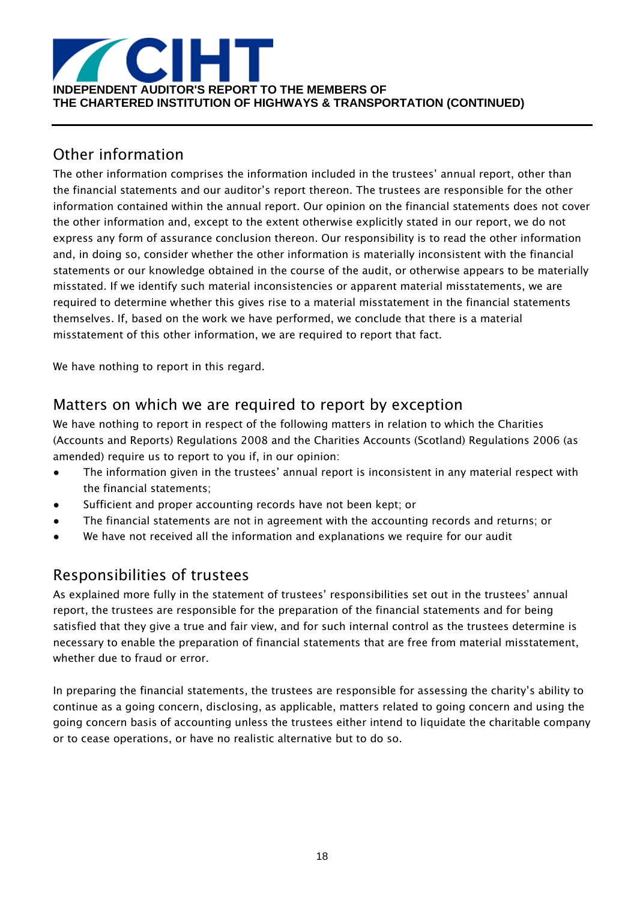## Other information

The other information comprises the information included in the trustees' annual report, other than the financial statements and our auditor's report thereon. The trustees are responsible for the other information contained within the annual report. Our opinion on the financial statements does not cover the other information and, except to the extent otherwise explicitly stated in our report, we do not express any form of assurance conclusion thereon. Our responsibility is to read the other information and, in doing so, consider whether the other information is materially inconsistent with the financial statements or our knowledge obtained in the course of the audit, or otherwise appears to be materially misstated. If we identify such material inconsistencies or apparent material misstatements, we are required to determine whether this gives rise to a material misstatement in the financial statements themselves. If, based on the work we have performed, we conclude that there is a material misstatement of this other information, we are required to report that fact.

We have nothing to report in this regard.

## Matters on which we are required to report by exception

We have nothing to report in respect of the following matters in relation to which the Charities (Accounts and Reports) Regulations 2008 and the Charities Accounts (Scotland) Regulations 2006 (as amended) require us to report to you if, in our opinion:

- The information given in the trustees' annual report is inconsistent in any material respect with the financial statements;
- Sufficient and proper accounting records have not been kept; or
- The financial statements are not in agreement with the accounting records and returns; or
- We have not received all the information and explanations we require for our audit

## Responsibilities of trustees

As explained more fully in the statement of trustees' responsibilities set out in the trustees' annual report, the trustees are responsible for the preparation of the financial statements and for being satisfied that they give a true and fair view, and for such internal control as the trustees determine is necessary to enable the preparation of financial statements that are free from material misstatement, whether due to fraud or error.

In preparing the financial statements, the trustees are responsible for assessing the charity's ability to continue as a going concern, disclosing, as applicable, matters related to going concern and using the going concern basis of accounting unless the trustees either intend to liquidate the charitable company or to cease operations, or have no realistic alternative but to do so.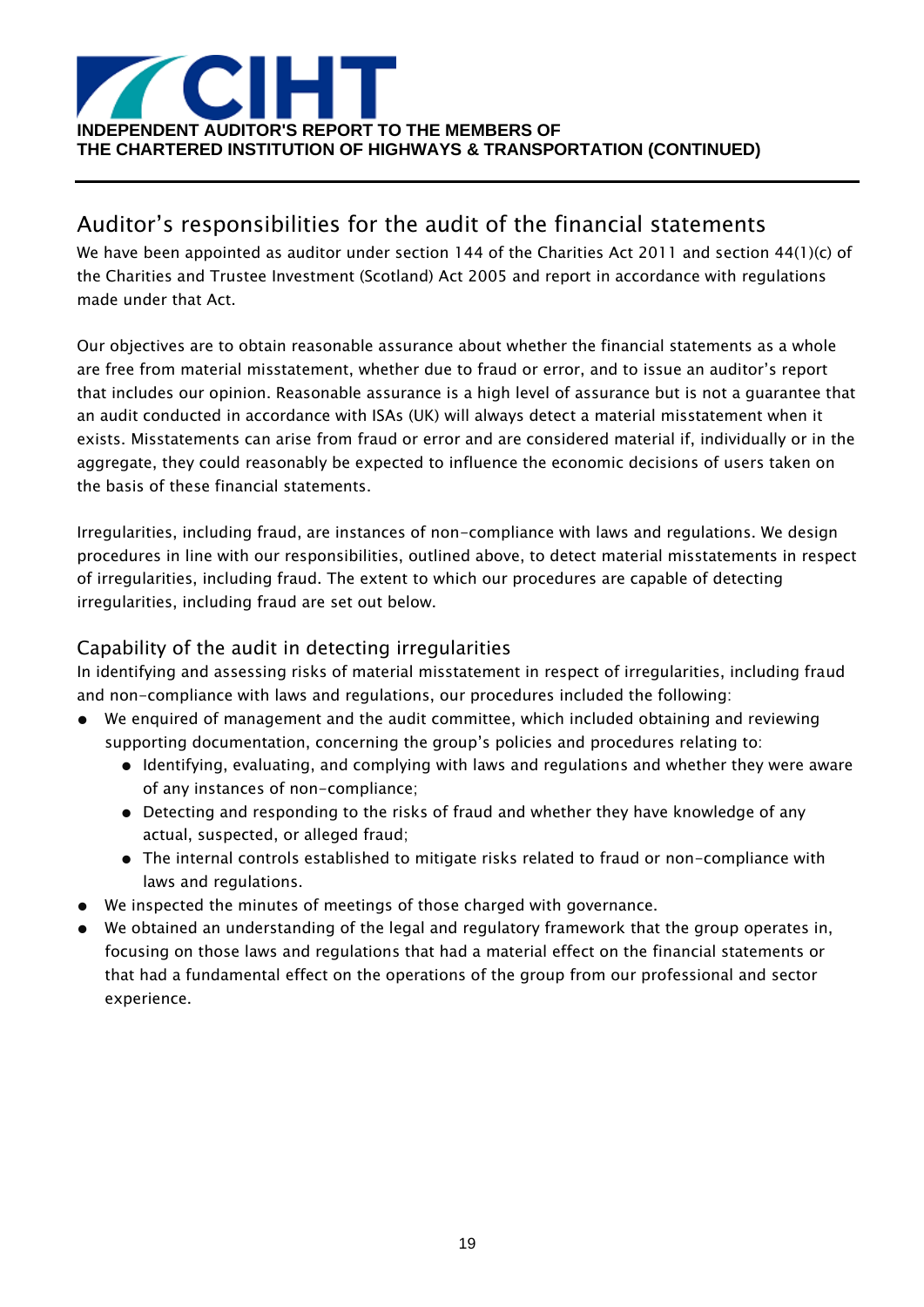## Auditor's responsibilities for the audit of the financial statements

We have been appointed as auditor under section 144 of the Charities Act 2011 and section 44(1)(c) of the Charities and Trustee Investment (Scotland) Act 2005 and report in accordance with regulations made under that Act.

Our objectives are to obtain reasonable assurance about whether the financial statements as a whole are free from material misstatement, whether due to fraud or error, and to issue an auditor's report that includes our opinion. Reasonable assurance is a high level of assurance but is not a guarantee that an audit conducted in accordance with ISAs (UK) will always detect a material misstatement when it exists. Misstatements can arise from fraud or error and are considered material if, individually or in the aggregate, they could reasonably be expected to influence the economic decisions of users taken on the basis of these financial statements.

Irregularities, including fraud, are instances of non-compliance with laws and regulations. We design procedures in line with our responsibilities, outlined above, to detect material misstatements in respect of irregularities, including fraud. The extent to which our procedures are capable of detecting irregularities, including fraud are set out below.

### Capability of the audit in detecting irregularities

In identifying and assessing risks of material misstatement in respect of irregularities, including fraud and non-compliance with laws and regulations, our procedures included the following:

- We enquired of management and the audit committee, which included obtaining and reviewing supporting documentation, concerning the group's policies and procedures relating to:
  - Identifying, evaluating, and complying with laws and regulations and whether they were aware of any instances of non-compliance;
  - Detecting and responding to the risks of fraud and whether they have knowledge of any actual, suspected, or alleged fraud;
  - The internal controls established to mitigate risks related to fraud or non-compliance with laws and regulations.
- We inspected the minutes of meetings of those charged with governance.
- We obtained an understanding of the legal and regulatory framework that the group operates in, focusing on those laws and regulations that had a material effect on the financial statements or that had a fundamental effect on the operations of the group from our professional and sector experience.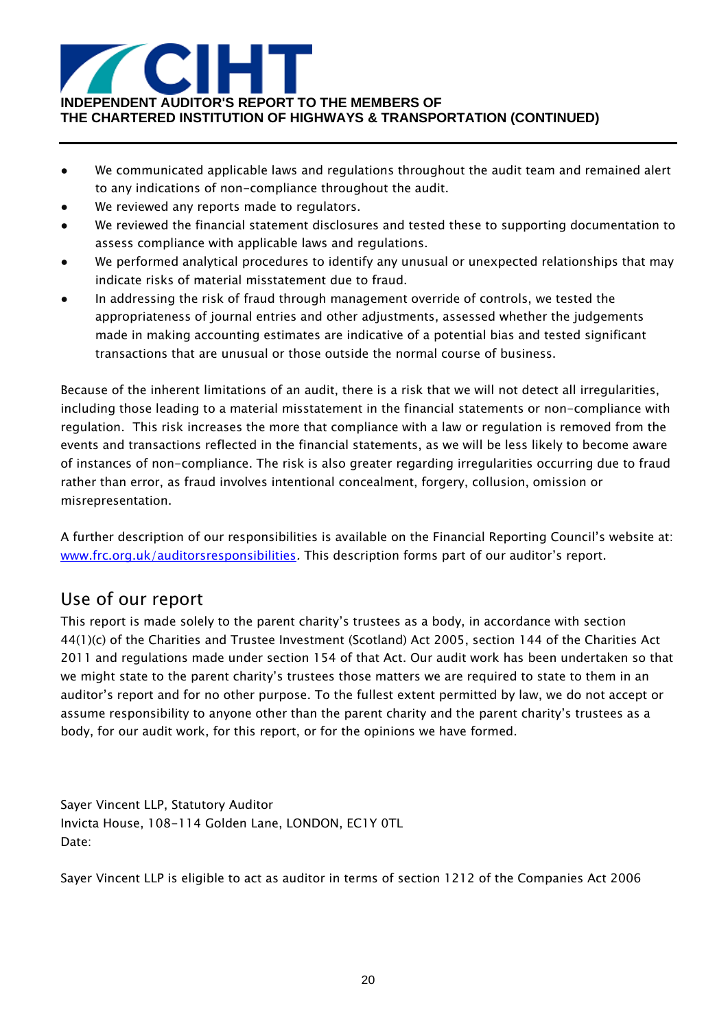- We communicated applicable laws and regulations throughout the audit team and remained alert to any indications of non-compliance throughout the audit.
- We reviewed any reports made to regulators.
- We reviewed the financial statement disclosures and tested these to supporting documentation to assess compliance with applicable laws and regulations.
- We performed analytical procedures to identify any unusual or unexpected relationships that may indicate risks of material misstatement due to fraud.
- In addressing the risk of fraud through management override of controls, we tested the appropriateness of journal entries and other adjustments, assessed whether the judgements made in making accounting estimates are indicative of a potential bias and tested significant transactions that are unusual or those outside the normal course of business.

Because of the inherent limitations of an audit, there is a risk that we will not detect all irregularities, including those leading to a material misstatement in the financial statements or non-compliance with regulation. This risk increases the more that compliance with a law or regulation is removed from the events and transactions reflected in the financial statements, as we will be less likely to become aware of instances of non-compliance. The risk is also greater regarding irregularities occurring due to fraud rather than error, as fraud involves intentional concealment, forgery, collusion, omission or misrepresentation.

A further description of our responsibilities is available on the Financial Reporting Council's website at: [www.frc.org.uk/auditorsresponsibilities](http://www.frc.org.uk/auditorsresponsibilities). This description forms part of our auditor's report.

## Use of our report

This report is made solely to the parent charity's trustees as a body, in accordance with section 44(1)(c) of the Charities and Trustee Investment (Scotland) Act 2005, section 144 of the Charities Act 2011 and regulations made under section 154 of that Act. Our audit work has been undertaken so that we might state to the parent charity's trustees those matters we are required to state to them in an auditor's report and for no other purpose. To the fullest extent permitted by law, we do not accept or assume responsibility to anyone other than the parent charity and the parent charity's trustees as a body, for our audit work, for this report, or for the opinions we have formed.

Sayer Vincent LLP, Statutory Auditor
Invicta House, 108-114 Golden Lane, LONDON, EC1Y 0TL
Date:

Sayer Vincent LLP is eligible to act as auditor in terms of section 1212 of the Companies Act 2006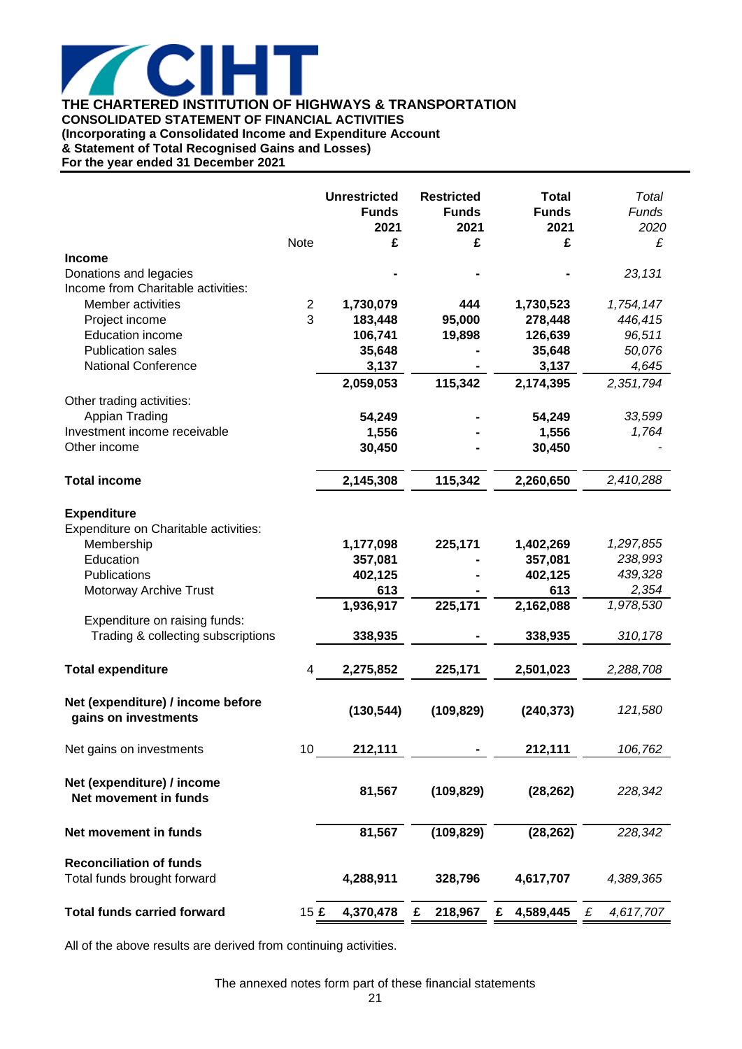CIHT

# THE CHARTERED INSTITUTION OF HIGHWAYS & TRANSPORTATION

## CONSOLIDATED STATEMENT OF FINANCIAL ACTIVITIES

**(Incorporating a Consolidated Income and Expenditure Account**
**& Statement of Total Recognised Gains and Losses)**
**For the year ended 31 December 2021**

| | Note | Unrestricted Funds 2021 £ | Restricted Funds 2021 £ | Total Funds 2021 £ | *Total Funds 2020 £* |
|---|---|---|---|---|---|
| **Income** | | | | | |
| Donations and legacies | | - | - | - | *23,131* |
| Income from Charitable activities: | | | | | |
| Member activities | 2 | 1,730,079 | 444 | 1,730,523 | *1,754,147* |
| Project income | 3 | 183,448 | 95,000 | 278,448 | *446,415* |
| Education income | | 106,741 | 19,898 | 126,639 | *96,511* |
| Publication sales | | 35,648 | - | 35,648 | *50,076* |
| National Conference | | 3,137 | - | 3,137 | *4,645* |
| | | 2,059,053 | 115,342 | 2,174,395 | *2,351,794* |
| Other trading activities: | | | | | |
| Appian Trading | | 54,249 | - | 54,249 | *33,599* |
| Investment income receivable | | 1,556 | - | 1,556 | *1,764* |
| Other income | | 30,450 | - | 30,450 | *-* |
| **Total income** | | 2,145,308 | 115,342 | 2,260,650 | *2,410,288* |
| **Expenditure** | | | | | |
| Expenditure on Charitable activities: | | | | | |
| Membership | | 1,177,098 | 225,171 | 1,402,269 | *1,297,855* |
| Education | | 357,081 | - | 357,081 | *238,993* |
| Publications | | 402,125 | - | 402,125 | *439,328* |
| Motorway Archive Trust | | 613 | - | 613 | *2,354* |
| | | 1,936,917 | 225,171 | 2,162,088 | *1,978,530* |
| Expenditure on raising funds: | | | | | |
| Trading & collecting subscriptions | | 338,935 | - | 338,935 | *310,178* |
| **Total expenditure** | 4 | 2,275,852 | 225,171 | 2,501,023 | *2,288,708* |
| **Net (expenditure) / income before gains on investments** | | (130,544) | (109,829) | (240,373) | *121,580* |
| Net gains on investments | 10 | 212,111 | - | 212,111 | *106,762* |
| **Net (expenditure) / income Net movement in funds** | | 81,567 | (109,829) | (28,262) | *228,342* |
| **Net movement in funds** | | 81,567 | (109,829) | (28,262) | *228,342* |
| **Reconciliation of funds** | | | | | |
| Total funds brought forward | | 4,288,911 | 328,796 | 4,617,707 | *4,389,365* |
| **Total funds carried forward** | 15 | £ 4,370,478 | £ 218,967 | £ 4,589,445 | *£ 4,617,707* |

All of the above results are derived from continuing activities.

The annexed notes form part of these financial statements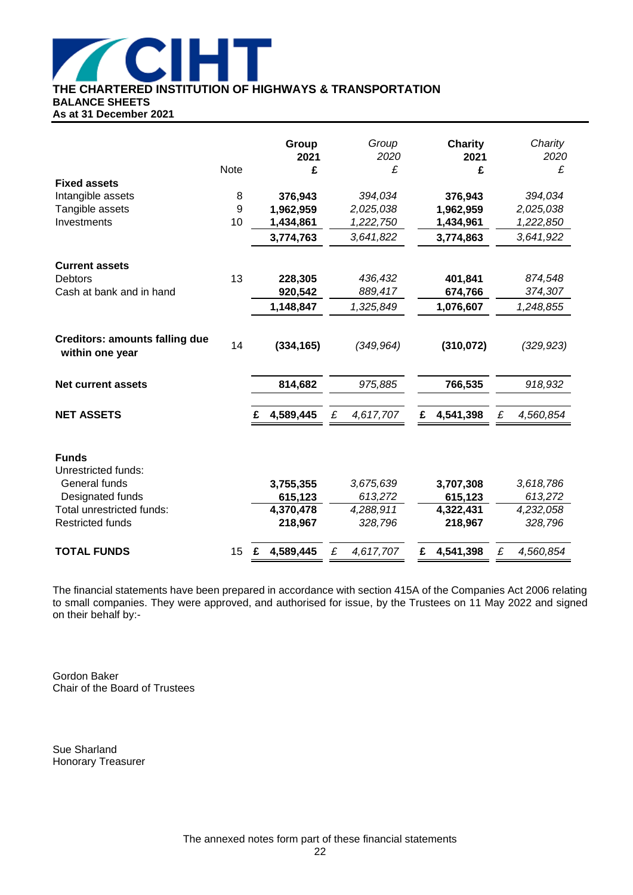**THE CHARTERED INSTITUTION OF HIGHWAYS & TRANSPORTATION**
**BALANCE SHEETS**
**As at 31 December 2021**

| | Note | **Group 2021 £** | *Group 2020 £* | **Charity 2021 £** | *Charity 2020 £* |
|---|---|---|---|---|---|
| **Fixed assets** | | | | | |
| Intangible assets | 8 | **376,943** | *394,034* | **376,943** | *394,034* |
| Tangible assets | 9 | **1,962,959** | *2,025,038* | **1,962,959** | *2,025,038* |
| Investments | 10 | **1,434,861** | *1,222,750* | **1,434,961** | *1,222,850* |
| | | **3,774,763** | *3,641,822* | **3,774,863** | *3,641,922* |
| **Current assets** | | | | | |
| Debtors | 13 | **228,305** | *436,432* | **401,841** | *874,548* |
| Cash at bank and in hand | | **920,542** | *889,417* | **674,766** | *374,307* |
| | | **1,148,847** | *1,325,849* | **1,076,607** | *1,248,855* |
| **Creditors: amounts falling due within one year** | 14 | **(334,165)** | *(349,964)* | **(310,072)** | *(329,923)* |
| **Net current assets** | | **814,682** | *975,885* | **766,535** | *918,932* |
| **NET ASSETS** | | **£ 4,589,445** | *£ 4,617,707* | **£ 4,541,398** | *£ 4,560,854* |
| **Funds** | | | | | |
| Unrestricted funds: | | | | | |
| General funds | | **3,755,355** | *3,675,639* | **3,707,308** | *3,618,786* |
| Designated funds | | **615,123** | *613,272* | **615,123** | *613,272* |
| Total unrestricted funds: | | **4,370,478** | *4,288,911* | **4,322,431** | *4,232,058* |
| Restricted funds | | **218,967** | *328,796* | **218,967** | *328,796* |
| **TOTAL FUNDS** | 15 | **£ 4,589,445** | *£ 4,617,707* | **£ 4,541,398** | *£ 4,560,854* |

The financial statements have been prepared in accordance with section 415A of the Companies Act 2006 relating to small companies. They were approved, and authorised for issue, by the Trustees on 11 May 2022 and signed on their behalf by:-

Gordon Baker
Chair of the Board of Trustees

Sue Sharland
Honorary Treasurer

The annexed notes form part of these financial statements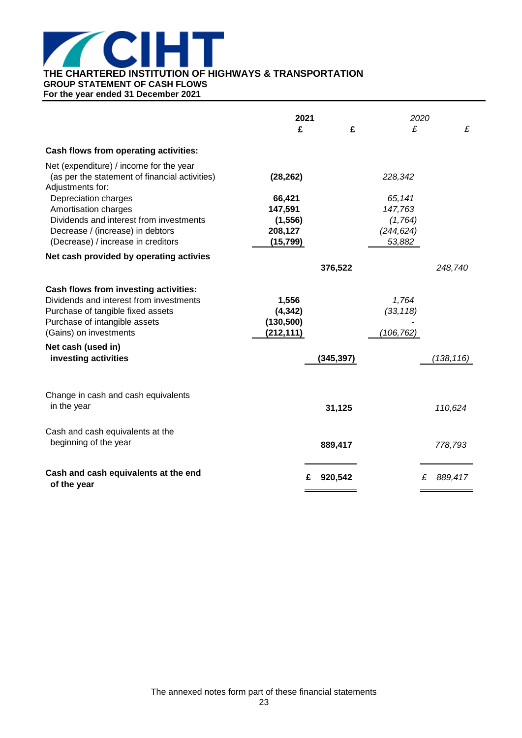# THE CHARTERED INSTITUTION OF HIGHWAYS & TRANSPORTATION

## GROUP STATEMENT OF CASH FLOWS

**For the year ended 31 December 2021**

| | 2021 £ | 2021 £ | *2020 £* | *2020 £* |
|---|---|---|---|---|
| **Cash flows from operating activities:** | | | | |
| Net (expenditure) / income for the year (as per the statement of financial activities) | **(28,262)** | | *228,342* | |
| Adjustments for: | | | | |
| Depreciation charges | **66,421** | | *65,141* | |
| Amortisation charges | **147,591** | | *147,763* | |
| Dividends and interest from investments | **(1,556)** | | *(1,764)* | |
| Decrease / (increase) in debtors | **208,127** | | *(244,624)* | |
| (Decrease) / increase in creditors | **(15,799)** | | *53,882* | |
| **Net cash provided by operating activies** | | **376,522** | | *248,740* |
| **Cash flows from investing activities:** | | | | |
| Dividends and interest from investments | **1,556** | | *1,764* | |
| Purchase of tangible fixed assets | **(4,342)** | | *(33,118)* | |
| Purchase of intangible assets | **(130,500)** | | *-* | |
| (Gains) on investments | **(212,111)** | | *(106,762)* | |
| **Net cash (used in) investing activities** | | **(345,397)** | | *(138,116)* |
| Change in cash and cash equivalents in the year | | **31,125** | | *110,624* |
| Cash and cash equivalents at the beginning of the year | | **889,417** | | *778,793* |
| **Cash and cash equivalents at the end of the year** | | **£ 920,542** | | *£ 889,417* |

The annexed notes form part of these financial statements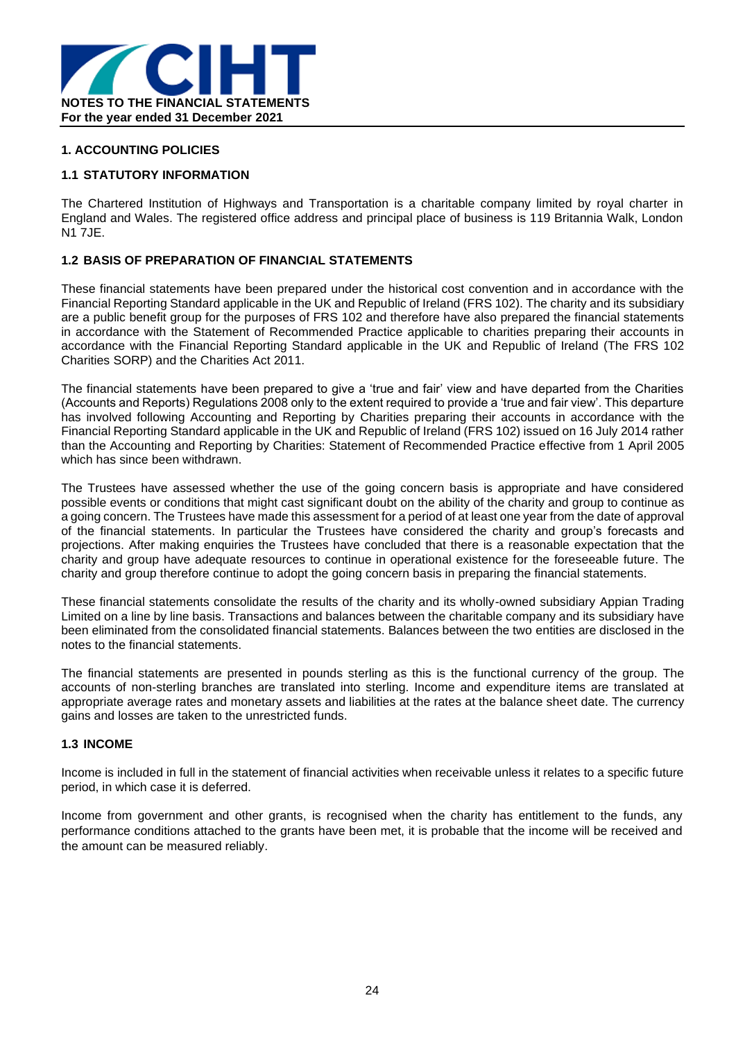**NOTES TO THE FINANCIAL STATEMENTS**
**For the year ended 31 December 2021**

## 1. ACCOUNTING POLICIES

### 1.1 STATUTORY INFORMATION

The Chartered Institution of Highways and Transportation is a charitable company limited by royal charter in England and Wales. The registered office address and principal place of business is 119 Britannia Walk, London N1 7JE.

### 1.2 BASIS OF PREPARATION OF FINANCIAL STATEMENTS

These financial statements have been prepared under the historical cost convention and in accordance with the Financial Reporting Standard applicable in the UK and Republic of Ireland (FRS 102). The charity and its subsidiary are a public benefit group for the purposes of FRS 102 and therefore have also prepared the financial statements in accordance with the Statement of Recommended Practice applicable to charities preparing their accounts in accordance with the Financial Reporting Standard applicable in the UK and Republic of Ireland (The FRS 102 Charities SORP) and the Charities Act 2011.

The financial statements have been prepared to give a 'true and fair' view and have departed from the Charities (Accounts and Reports) Regulations 2008 only to the extent required to provide a 'true and fair view'. This departure has involved following Accounting and Reporting by Charities preparing their accounts in accordance with the Financial Reporting Standard applicable in the UK and Republic of Ireland (FRS 102) issued on 16 July 2014 rather than the Accounting and Reporting by Charities: Statement of Recommended Practice effective from 1 April 2005 which has since been withdrawn.

The Trustees have assessed whether the use of the going concern basis is appropriate and have considered possible events or conditions that might cast significant doubt on the ability of the charity and group to continue as a going concern. The Trustees have made this assessment for a period of at least one year from the date of approval of the financial statements. In particular the Trustees have considered the charity and group's forecasts and projections. After making enquiries the Trustees have concluded that there is a reasonable expectation that the charity and group have adequate resources to continue in operational existence for the foreseeable future. The charity and group therefore continue to adopt the going concern basis in preparing the financial statements.

These financial statements consolidate the results of the charity and its wholly-owned subsidiary Appian Trading Limited on a line by line basis. Transactions and balances between the charitable company and its subsidiary have been eliminated from the consolidated financial statements. Balances between the two entities are disclosed in the notes to the financial statements.

The financial statements are presented in pounds sterling as this is the functional currency of the group. The accounts of non-sterling branches are translated into sterling. Income and expenditure items are translated at appropriate average rates and monetary assets and liabilities at the rates at the balance sheet date. The currency gains and losses are taken to the unrestricted funds.

### 1.3 INCOME

Income is included in full in the statement of financial activities when receivable unless it relates to a specific future period, in which case it is deferred.

Income from government and other grants, is recognised when the charity has entitlement to the funds, any performance conditions attached to the grants have been met, it is probable that the income will be received and the amount can be measured reliably.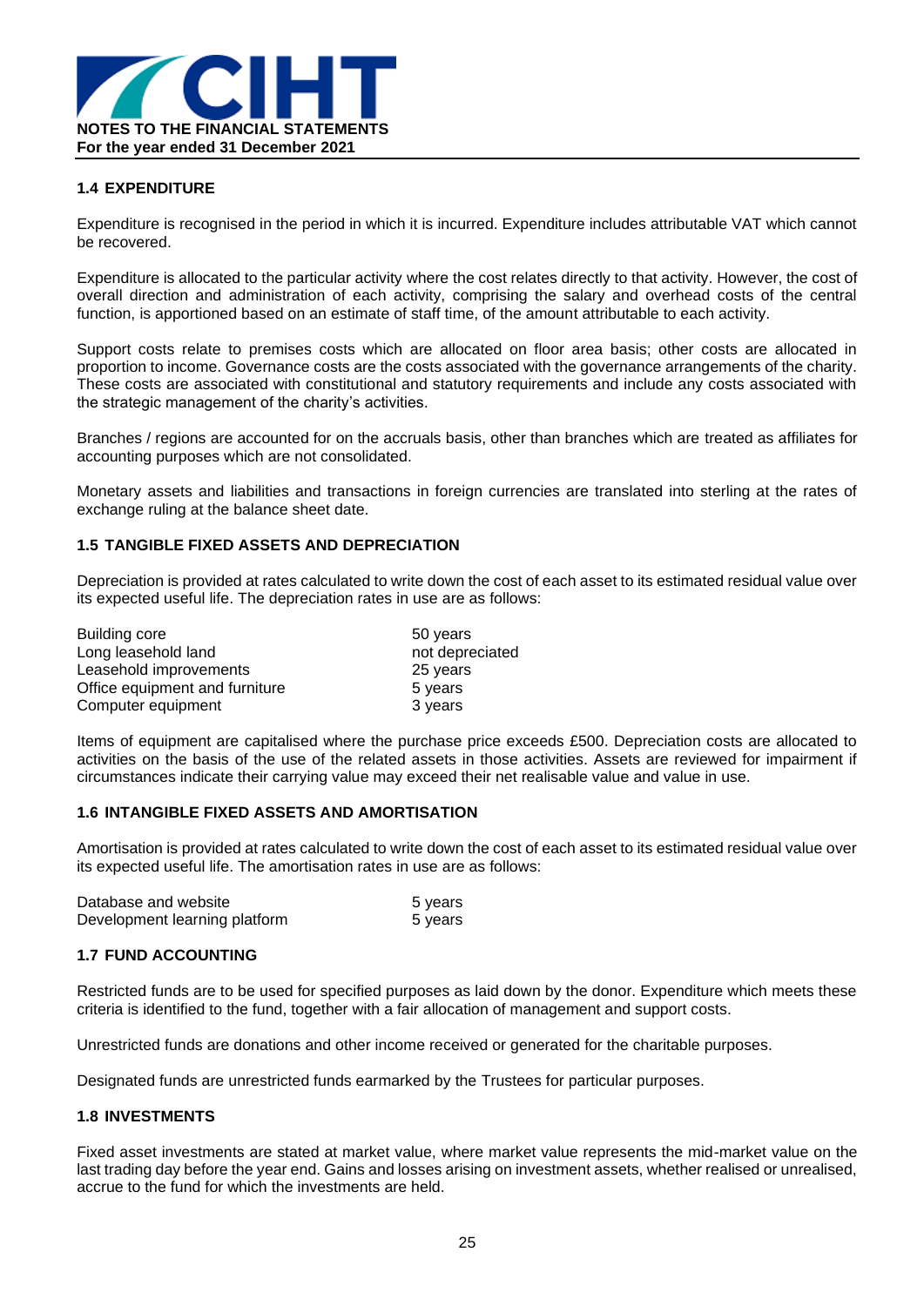## 1.4 EXPENDITURE

Expenditure is recognised in the period in which it is incurred. Expenditure includes attributable VAT which cannot be recovered.

Expenditure is allocated to the particular activity where the cost relates directly to that activity. However, the cost of overall direction and administration of each activity, comprising the salary and overhead costs of the central function, is apportioned based on an estimate of staff time, of the amount attributable to each activity.

Support costs relate to premises costs which are allocated on floor area basis; other costs are allocated in proportion to income. Governance costs are the costs associated with the governance arrangements of the charity. These costs are associated with constitutional and statutory requirements and include any costs associated with the strategic management of the charity's activities.

Branches / regions are accounted for on the accruals basis, other than branches which are treated as affiliates for accounting purposes which are not consolidated.

Monetary assets and liabilities and transactions in foreign currencies are translated into sterling at the rates of exchange ruling at the balance sheet date.

## 1.5 TANGIBLE FIXED ASSETS AND DEPRECIATION

Depreciation is provided at rates calculated to write down the cost of each asset to its estimated residual value over its expected useful life. The depreciation rates in use are as follows:

| | |
|---|---|
| Building core | 50 years |
| Long leasehold land | not depreciated |
| Leasehold improvements | 25 years |
| Office equipment and furniture | 5 years |
| Computer equipment | 3 years |

Items of equipment are capitalised where the purchase price exceeds £500. Depreciation costs are allocated to activities on the basis of the use of the related assets in those activities. Assets are reviewed for impairment if circumstances indicate their carrying value may exceed their net realisable value and value in use.

## 1.6 INTANGIBLE FIXED ASSETS AND AMORTISATION

Amortisation is provided at rates calculated to write down the cost of each asset to its estimated residual value over its expected useful life. The amortisation rates in use are as follows:

| | |
|---|---|
| Database and website | 5 years |
| Development learning platform | 5 years |

## 1.7 FUND ACCOUNTING

Restricted funds are to be used for specified purposes as laid down by the donor. Expenditure which meets these criteria is identified to the fund, together with a fair allocation of management and support costs.

Unrestricted funds are donations and other income received or generated for the charitable purposes.

Designated funds are unrestricted funds earmarked by the Trustees for particular purposes.

## 1.8 INVESTMENTS

Fixed asset investments are stated at market value, where market value represents the mid-market value on the last trading day before the year end. Gains and losses arising on investment assets, whether realised or unrealised, accrue to the fund for which the investments are held.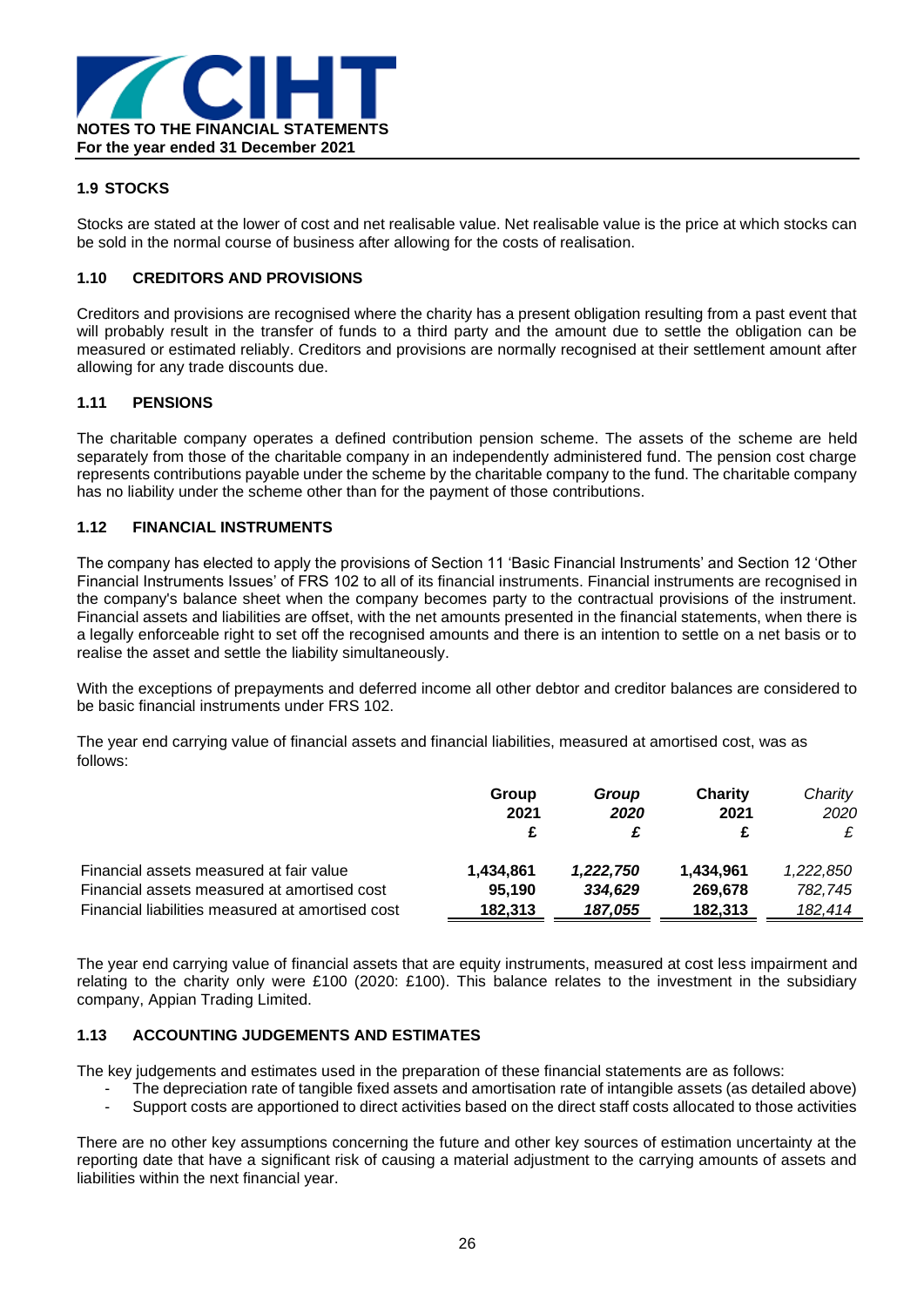**NOTES TO THE FINANCIAL STATEMENTS**
**For the year ended 31 December 2021**

### 1.9 STOCKS

Stocks are stated at the lower of cost and net realisable value. Net realisable value is the price at which stocks can be sold in the normal course of business after allowing for the costs of realisation.

### 1.10 CREDITORS AND PROVISIONS

Creditors and provisions are recognised where the charity has a present obligation resulting from a past event that will probably result in the transfer of funds to a third party and the amount due to settle the obligation can be measured or estimated reliably. Creditors and provisions are normally recognised at their settlement amount after allowing for any trade discounts due.

### 1.11 PENSIONS

The charitable company operates a defined contribution pension scheme. The assets of the scheme are held separately from those of the charitable company in an independently administered fund. The pension cost charge represents contributions payable under the scheme by the charitable company to the fund. The charitable company has no liability under the scheme other than for the payment of those contributions.

### 1.12 FINANCIAL INSTRUMENTS

The company has elected to apply the provisions of Section 11 'Basic Financial Instruments' and Section 12 'Other Financial Instruments Issues' of FRS 102 to all of its financial instruments. Financial instruments are recognised in the company's balance sheet when the company becomes party to the contractual provisions of the instrument. Financial assets and liabilities are offset, with the net amounts presented in the financial statements, when there is a legally enforceable right to set off the recognised amounts and there is an intention to settle on a net basis or to realise the asset and settle the liability simultaneously.

With the exceptions of prepayments and deferred income all other debtor and creditor balances are considered to be basic financial instruments under FRS 102.

The year end carrying value of financial assets and financial liabilities, measured at amortised cost, was as follows:

| | **Group 2021 £** | ***Group 2020 £*** | **Charity 2021 £** | *Charity 2020 £* |
|---|---|---|---|---|
| Financial assets measured at fair value | **1,434,861** | ***1,222,750*** | **1,434,961** | *1,222,850* |
| Financial assets measured at amortised cost | **95,190** | ***334,629*** | **269,678** | *782,745* |
| Financial liabilities measured at amortised cost | **182,313** | ***187,055*** | **182,313** | *182,414* |

The year end carrying value of financial assets that are equity instruments, measured at cost less impairment and relating to the charity only were £100 (2020: £100). This balance relates to the investment in the subsidiary company, Appian Trading Limited.

### 1.13 ACCOUNTING JUDGEMENTS AND ESTIMATES

The key judgements and estimates used in the preparation of these financial statements are as follows:

- The depreciation rate of tangible fixed assets and amortisation rate of intangible assets (as detailed above)
- Support costs are apportioned to direct activities based on the direct staff costs allocated to those activities

There are no other key assumptions concerning the future and other key sources of estimation uncertainty at the reporting date that have a significant risk of causing a material adjustment to the carrying amounts of assets and liabilities within the next financial year.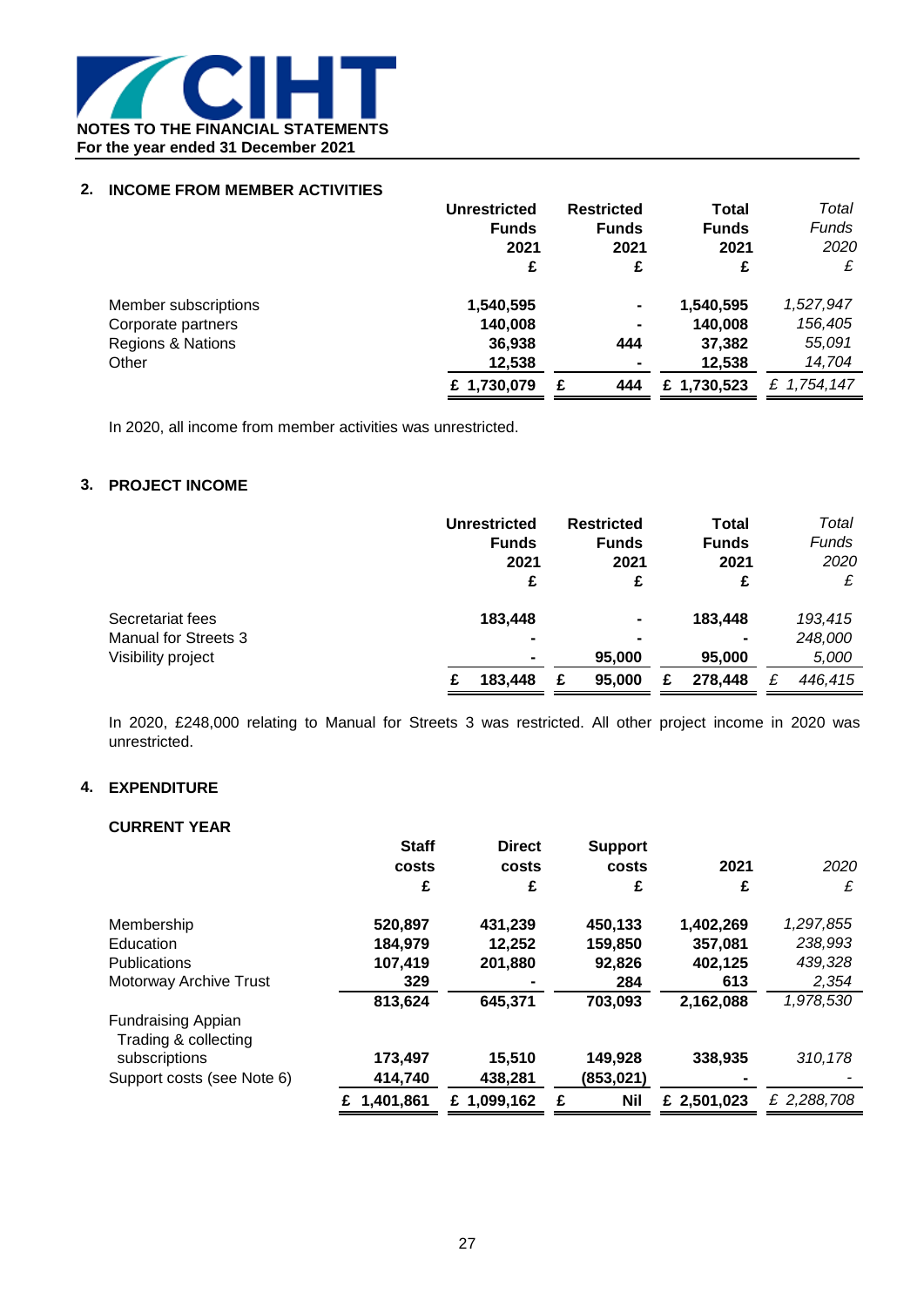**NOTES TO THE FINANCIAL STATEMENTS**
**For the year ended 31 December 2021**

## 2. INCOME FROM MEMBER ACTIVITIES

| | Unrestricted Funds 2021 £ | Restricted Funds 2021 £ | Total Funds 2021 £ | *Total Funds 2020 £* |
|---|---|---|---|---|
| Member subscriptions | 1,540,595 | - | 1,540,595 | *1,527,947* |
| Corporate partners | 140,008 | - | 140,008 | *156,405* |
| Regions & Nations | 36,938 | 444 | 37,382 | *55,091* |
| Other | 12,538 | - | 12,538 | *14,704* |
| | £ 1,730,079 | £ 444 | £ 1,730,523 | *£ 1,754,147* |

In 2020, all income from member activities was unrestricted.

## 3. PROJECT INCOME

| | Unrestricted Funds 2021 £ | Restricted Funds 2021 £ | Total Funds 2021 £ | *Total Funds 2020 £* |
|---|---|---|---|---|
| Secretariat fees | 183,448 | - | 183,448 | *193,415* |
| Manual for Streets 3 | - | - | - | *248,000* |
| Visibility project | - | 95,000 | 95,000 | *5,000* |
| | £ 183,448 | £ 95,000 | £ 278,448 | *£ 446,415* |

In 2020, £248,000 relating to Manual for Streets 3 was restricted. All other project income in 2020 was unrestricted.

## 4. EXPENDITURE

### CURRENT YEAR

| | Staff costs £ | Direct costs £ | Support costs £ | 2021 £ | *2020 £* |
|---|---|---|---|---|---|
| Membership | 520,897 | 431,239 | 450,133 | 1,402,269 | *1,297,855* |
| Education | 184,979 | 12,252 | 159,850 | 357,081 | *238,993* |
| Publications | 107,419 | 201,880 | 92,826 | 402,125 | *439,328* |
| Motorway Archive Trust | 329 | - | 284 | 613 | *2,354* |
| | 813,624 | 645,371 | 703,093 | 2,162,088 | *1,978,530* |
| Fundraising Appian Trading & collecting subscriptions | 173,497 | 15,510 | 149,928 | 338,935 | *310,178* |
| Support costs (see Note 6) | 414,740 | 438,281 | (853,021) | - | *-* |
| | £ 1,401,861 | £ 1,099,162 | £ Nil | £ 2,501,023 | *£ 2,288,708* |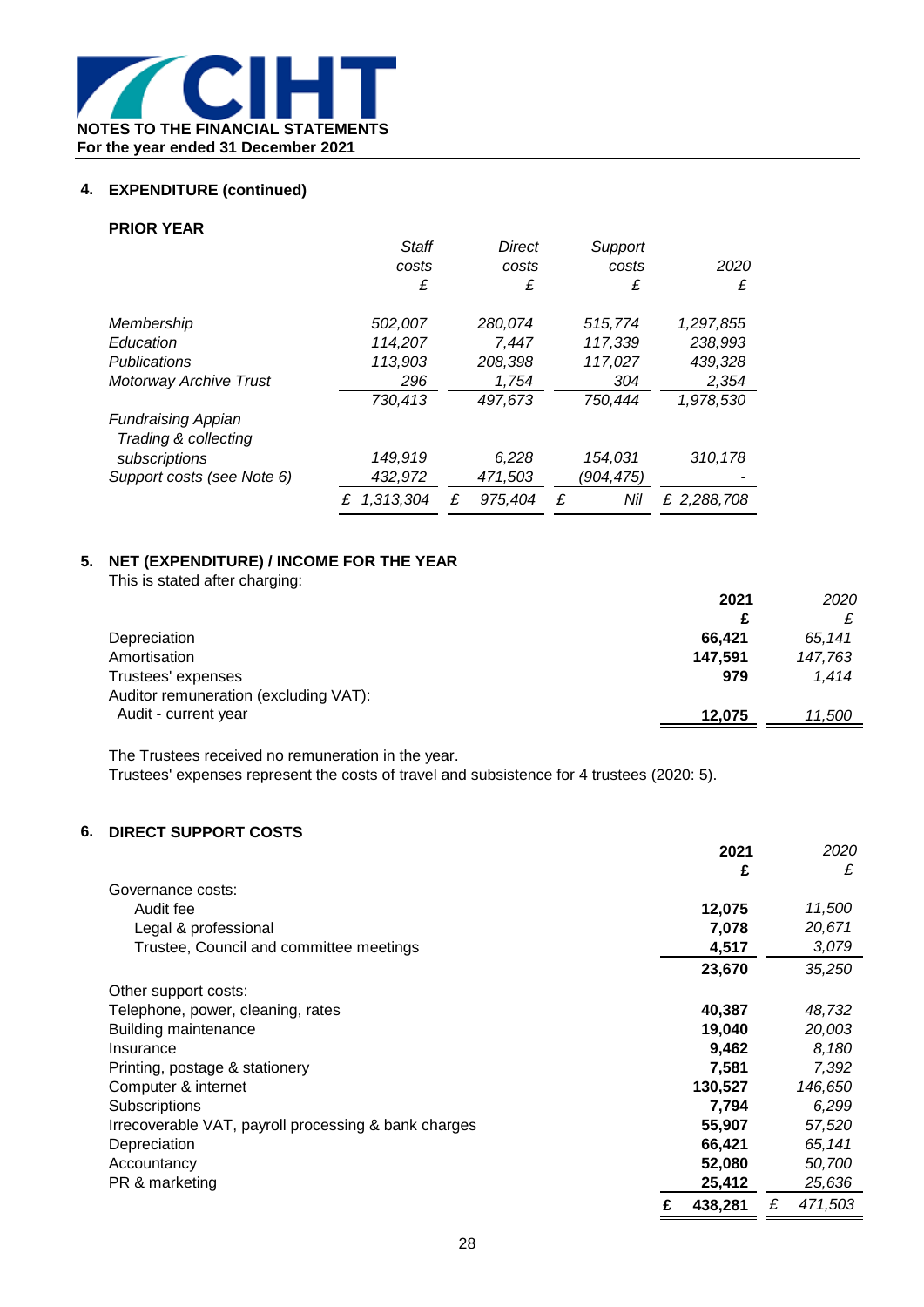**NOTES TO THE FINANCIAL STATEMENTS**
**For the year ended 31 December 2021**

## 4. EXPENDITURE (continued)

**PRIOR YEAR**

| | *Staff costs £* | *Direct costs £* | *Support costs £* | *2020 £* |
|---|---|---|---|---|
| *Membership* | *502,007* | *280,074* | *515,774* | *1,297,855* |
| *Education* | *114,207* | *7,447* | *117,339* | *238,993* |
| *Publications* | *113,903* | *208,398* | *117,027* | *439,328* |
| *Motorway Archive Trust* | *296* | *1,754* | *304* | *2,354* |
| | *730,413* | *497,673* | *750,444* | *1,978,530* |
| *Fundraising Appian Trading & collecting subscriptions* | *149,919* | *6,228* | *154,031* | *310,178* |
| *Support costs (see Note 6)* | *432,972* | *471,503* | *(904,475)* | *-* |
| | *£ 1,313,304* | *£ 975,404* | *£ Nil* | *£ 2,288,708* |

## 5. NET (EXPENDITURE) / INCOME FOR THE YEAR

This is stated after charging:

| | **2021 £** | *2020 £* |
|---|---|---|
| Depreciation | **66,421** | *65,141* |
| Amortisation | **147,591** | *147,763* |
| Trustees' expenses | **979** | *1,414* |
| Auditor remuneration (excluding VAT): | | |
| Audit - current year | **12,075** | *11,500* |

The Trustees received no remuneration in the year.
Trustees' expenses represent the costs of travel and subsistence for 4 trustees (2020: 5).

## 6. DIRECT SUPPORT COSTS

| | **2021 £** | *2020 £* |
|---|---|---|
| Governance costs: | | |
| Audit fee | **12,075** | *11,500* |
| Legal & professional | **7,078** | *20,671* |
| Trustee, Council and committee meetings | **4,517** | *3,079* |
| | **23,670** | *35,250* |
| Other support costs: | | |
| Telephone, power, cleaning, rates | **40,387** | *48,732* |
| Building maintenance | **19,040** | *20,003* |
| Insurance | **9,462** | *8,180* |
| Printing, postage & stationery | **7,581** | *7,392* |
| Computer & internet | **130,527** | *146,650* |
| Subscriptions | **7,794** | *6,299* |
| Irrecoverable VAT, payroll processing & bank charges | **55,907** | *57,520* |
| Depreciation | **66,421** | *65,141* |
| Accountancy | **52,080** | *50,700* |
| PR & marketing | **25,412** | *25,636* |
| | **£ 438,281** | *£ 471,503* |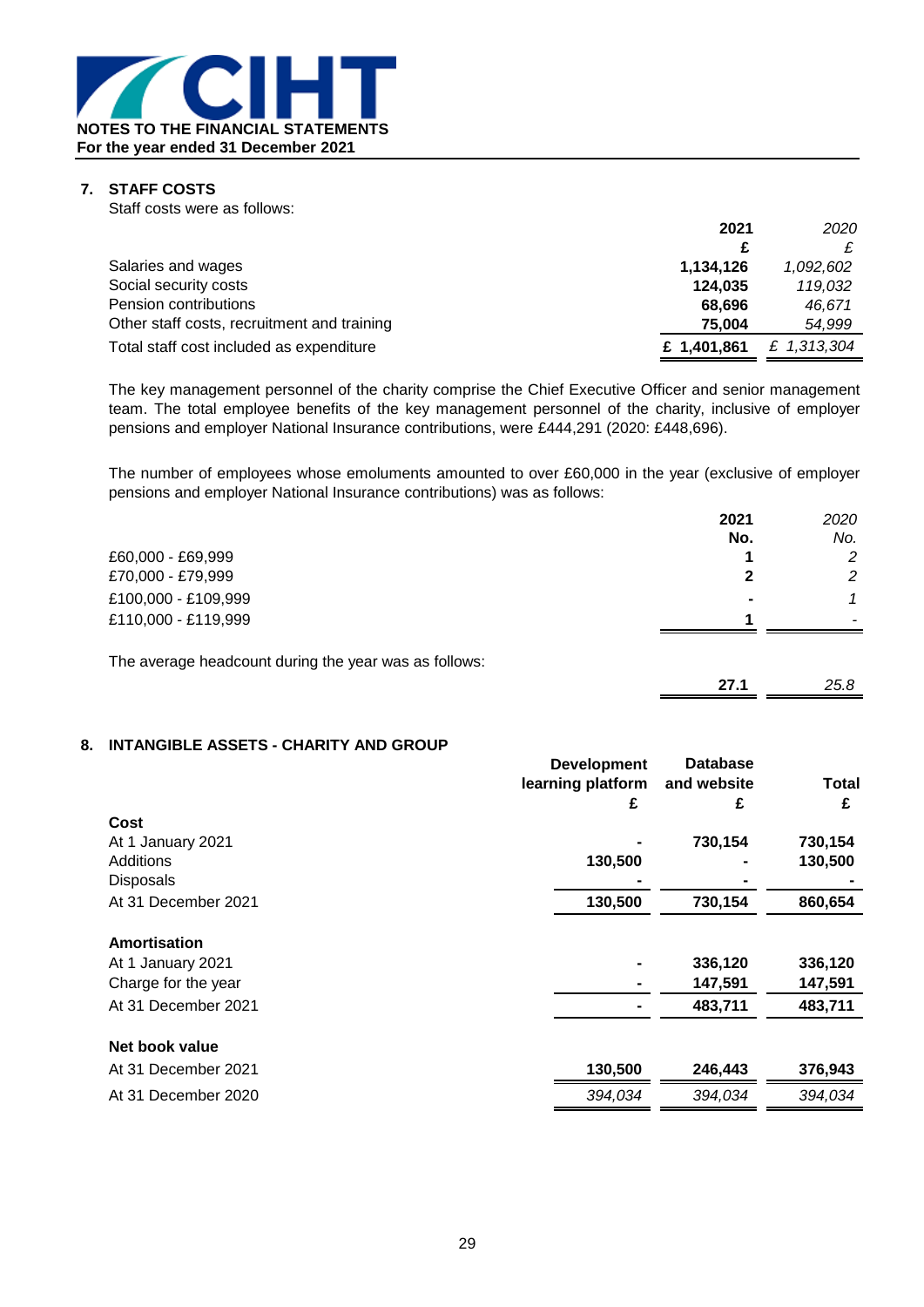**NOTES TO THE FINANCIAL STATEMENTS**
**For the year ended 31 December 2021**

## 7. STAFF COSTS

Staff costs were as follows:

| | 2021 | *2020* |
|---|---|---|
| | £ | *£* |
| Salaries and wages | 1,134,126 | *1,092,602* |
| Social security costs | 124,035 | *119,032* |
| Pension contributions | 68,696 | *46,671* |
| Other staff costs, recruitment and training | 75,004 | *54,999* |
| Total staff cost included as expenditure | £ 1,401,861 | *£ 1,313,304* |

The key management personnel of the charity comprise the Chief Executive Officer and senior management team. The total employee benefits of the key management personnel of the charity, inclusive of employer pensions and employer National Insurance contributions, were £444,291 (2020: £448,696).

The number of employees whose emoluments amounted to over £60,000 in the year (exclusive of employer pensions and employer National Insurance contributions) was as follows:

| | 2021 | *2020* |
|---|---|---|
| | No. | *No.* |
| £60,000 - £69,999 | 1 | *2* |
| £70,000 - £79,999 | 2 | *2* |
| £100,000 - £109,999 | - | *1* |
| £110,000 - £119,999 | 1 | *-* |

| | 2021 | *2020* |
|---|---|---|
| The average headcount during the year was as follows: | 27.1 | *25.8* |

## 8. INTANGIBLE ASSETS - CHARITY AND GROUP

| | Development learning platform | Database and website | Total |
|---|---|---|---|
| | £ | £ | £ |
| **Cost** | | | |
| At 1 January 2021 | - | 730,154 | 730,154 |
| Additions | 130,500 | - | 130,500 |
| Disposals | - | - | - |
| At 31 December 2021 | 130,500 | 730,154 | 860,654 |
| **Amortisation** | | | |
| At 1 January 2021 | - | 336,120 | 336,120 |
| Charge for the year | - | 147,591 | 147,591 |
| At 31 December 2021 | - | 483,711 | 483,711 |
| **Net book value** | | | |
| At 31 December 2021 | 130,500 | 246,443 | 376,943 |
| At 31 December 2020 | *394,034* | *394,034* | *394,034* |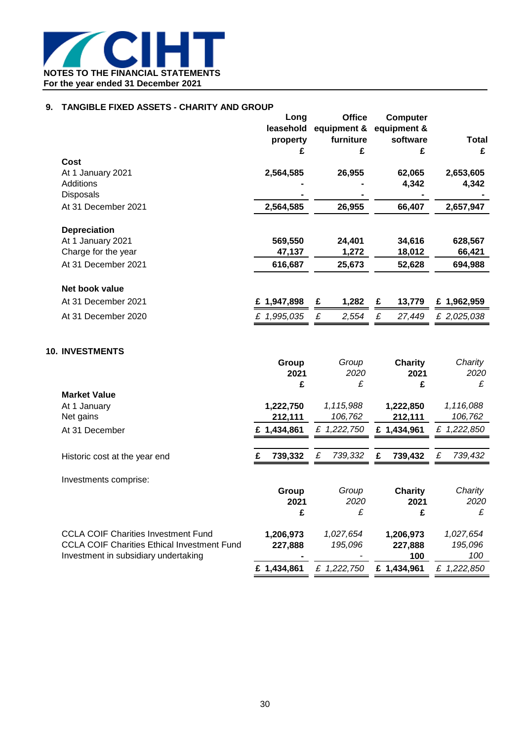**NOTES TO THE FINANCIAL STATEMENTS**
**For the year ended 31 December 2021**

## 9. TANGIBLE FIXED ASSETS - CHARITY AND GROUP

| | Long leasehold property £ | Office equipment & furniture £ | Computer equipment & software £ | Total £ |
|---|---|---|---|---|
| **Cost** | | | | |
| At 1 January 2021 | 2,564,585 | 26,955 | 62,065 | 2,653,605 |
| Additions | - | - | 4,342 | 4,342 |
| Disposals | - | - | - | - |
| At 31 December 2021 | 2,564,585 | 26,955 | 66,407 | 2,657,947 |
| **Depreciation** | | | | |
| At 1 January 2021 | 569,550 | 24,401 | 34,616 | 628,567 |
| Charge for the year | 47,137 | 1,272 | 18,012 | 66,421 |
| At 31 December 2021 | 616,687 | 25,673 | 52,628 | 694,988 |
| **Net book value** | | | | |
| At 31 December 2021 | £ 1,947,898 | £ 1,282 | £ 13,779 | £ 1,962,959 |
| At 31 December 2020 | *£ 1,995,035* | *£ 2,554* | *£ 27,449* | *£ 2,025,038* |

## 10. INVESTMENTS

| | Group 2021 £ | *Group 2020 £* | Charity 2021 £ | *Charity 2020 £* |
|---|---|---|---|---|
| **Market Value** | | | | |
| At 1 January | 1,222,750 | *1,115,988* | 1,222,850 | *1,116,088* |
| Net gains | 212,111 | *106,762* | 212,111 | *106,762* |
| At 31 December | £ 1,434,861 | *£ 1,222,750* | £ 1,434,961 | *£ 1,222,850* |
| Historic cost at the year end | £ 739,332 | *£ 739,332* | £ 739,432 | *£ 739,432* |

Investments comprise:

| | Group 2021 £ | *Group 2020 £* | Charity 2021 £ | *Charity 2020 £* |
|---|---|---|---|---|
| CCLA COIF Charities Investment Fund | 1,206,973 | *1,027,654* | 1,206,973 | *1,027,654* |
| CCLA COIF Charities Ethical Investment Fund | 227,888 | *195,096* | 227,888 | *195,096* |
| Investment in subsidiary undertaking | - | *-* | 100 | *100* |
| | £ 1,434,861 | *£ 1,222,750* | £ 1,434,961 | *£ 1,222,850* |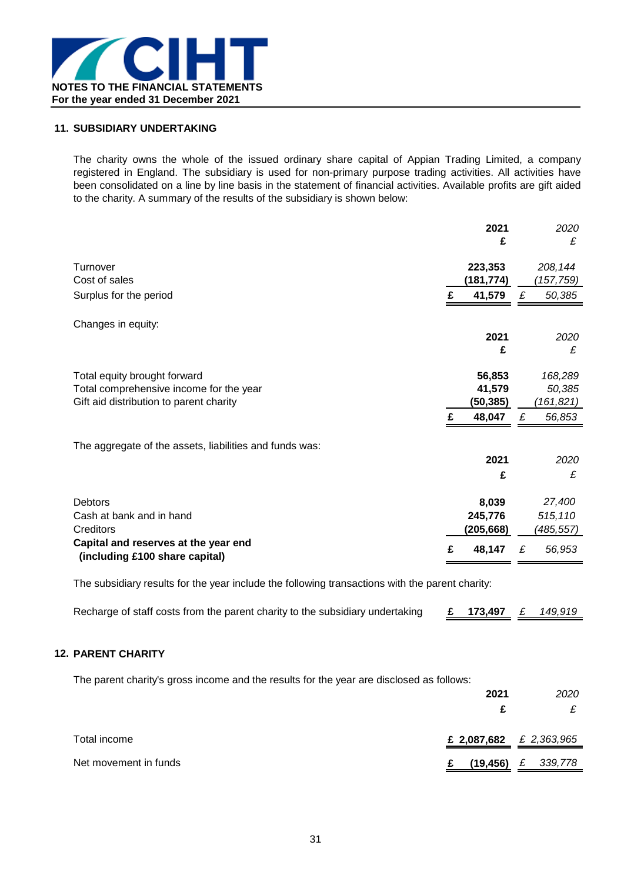## 11. SUBSIDIARY UNDERTAKING

The charity owns the whole of the issued ordinary share capital of Appian Trading Limited, a company registered in England. The subsidiary is used for non-primary purpose trading activities. All activities have been consolidated on a line by line basis in the statement of financial activities. Available profits are gift aided to the charity. A summary of the results of the subsidiary is shown below:

| | 2021 £ | *2020 £* |
|---|---|---|
| Turnover | 223,353 | *208,144* |
| Cost of sales | (181,774) | *(157,759)* |
| Surplus for the period | £ 41,579 | *£ 50,385* |

Changes in equity:

| | 2021 £ | *2020 £* |
|---|---|---|
| Total equity brought forward | 56,853 | *168,289* |
| Total comprehensive income for the year | 41,579 | *50,385* |
| Gift aid distribution to parent charity | (50,385) | *(161,821)* |
| | £ 48,047 | *£ 56,853* |

The aggregate of the assets, liabilities and funds was:

| | 2021 £ | *2020 £* |
|---|---|---|
| Debtors | 8,039 | *27,400* |
| Cash at bank and in hand | 245,776 | *515,110* |
| Creditors | (205,668) | *(485,557)* |
| **Capital and reserves at the year end (including £100 share capital)** | £ 48,147 | *£ 56,953* |

The subsidiary results for the year include the following transactions with the parent charity:

| | 2021 | *2020* |
|---|---|---|
| Recharge of staff costs from the parent charity to the subsidiary undertaking | £ 173,497 | *£ 149,919* |

## 12. PARENT CHARITY

The parent charity's gross income and the results for the year are disclosed as follows:

| | 2021 £ | *2020 £* |
|---|---|---|
| Total income | £ 2,087,682 | *£ 2,363,965* |
| Net movement in funds | £ (19,456) | *£ 339,778* |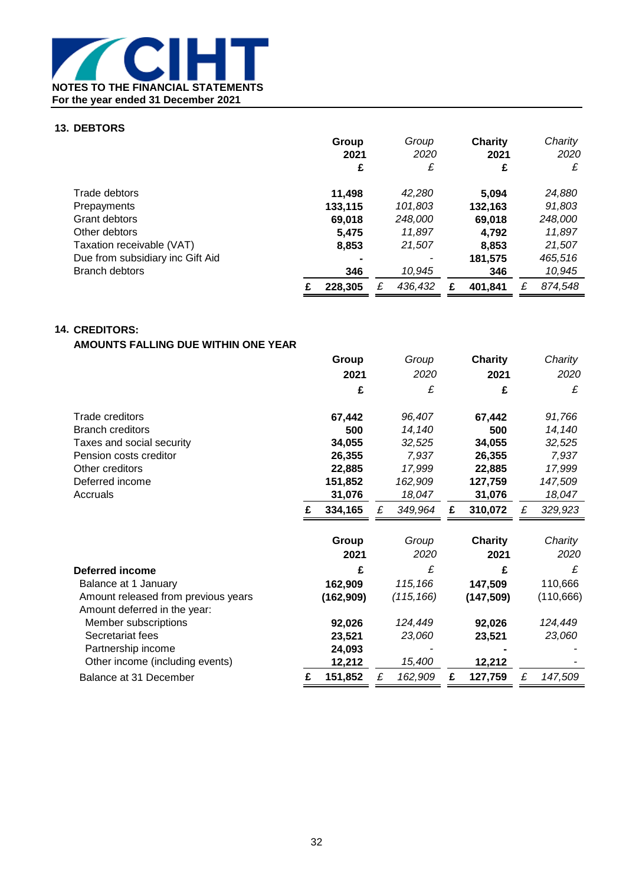**NOTES TO THE FINANCIAL STATEMENTS**
**For the year ended 31 December 2021**

## 13. DEBTORS

| | Group 2021 £ | Group 2020 £ | Charity 2021 £ | Charity 2020 £ |
|---|---|---|---|---|
| Trade debtors | 11,498 | 42,280 | 5,094 | 24,880 |
| Prepayments | 133,115 | 101,803 | 132,163 | 91,803 |
| Grant debtors | 69,018 | 248,000 | 69,018 | 248,000 |
| Other debtors | 5,475 | 11,897 | 4,792 | 11,897 |
| Taxation receivable (VAT) | 8,853 | 21,507 | 8,853 | 21,507 |
| Due from subsidiary inc Gift Aid | - | - | 181,575 | 465,516 |
| Branch debtors | 346 | 10,945 | 346 | 10,945 |
| | £ 228,305 | £ 436,432 | £ 401,841 | £ 874,548 |

## 14. CREDITORS:

### AMOUNTS FALLING DUE WITHIN ONE YEAR

| | Group 2021 £ | Group 2020 £ | Charity 2021 £ | Charity 2020 £ |
|---|---|---|---|---|
| Trade creditors | 67,442 | 96,407 | 67,442 | 91,766 |
| Branch creditors | 500 | 14,140 | 500 | 14,140 |
| Taxes and social security | 34,055 | 32,525 | 34,055 | 32,525 |
| Pension costs creditor | 26,355 | 7,937 | 26,355 | 7,937 |
| Other creditors | 22,885 | 17,999 | 22,885 | 17,999 |
| Deferred income | 151,852 | 162,909 | 127,759 | 147,509 |
| Accruals | 31,076 | 18,047 | 31,076 | 18,047 |
| | £ 334,165 | £ 349,964 | £ 310,072 | £ 329,923 |

| **Deferred income** | Group 2021 £ | Group 2020 £ | Charity 2021 £ | Charity 2020 £ |
|---|---|---|---|---|
| Balance at 1 January | 162,909 | 115,166 | 147,509 | 110,666 |
| Amount released from previous years | (162,909) | (115,166) | (147,509) | (110,666) |
| Amount deferred in the year: | | | | |
| Member subscriptions | 92,026 | 124,449 | 92,026 | 124,449 |
| Secretariat fees | 23,521 | 23,060 | 23,521 | 23,060 |
| Partnership income | 24,093 | - | - | - |
| Other income (including events) | 12,212 | 15,400 | 12,212 | - |
| Balance at 31 December | £ 151,852 | £ 162,909 | £ 127,759 | £ 147,509 |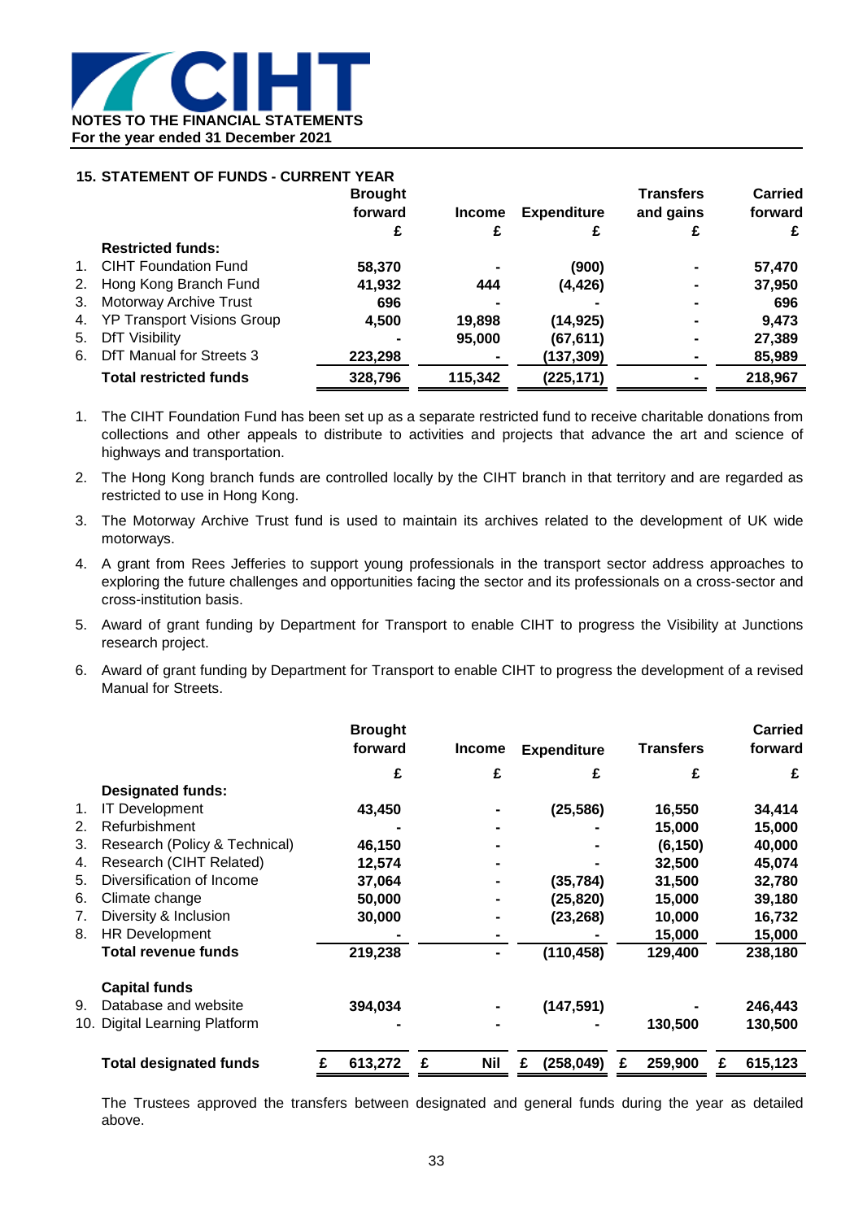**NOTES TO THE FINANCIAL STATEMENTS**
**For the year ended 31 December 2021**

### 15. STATEMENT OF FUNDS - CURRENT YEAR

| | | Brought forward | Income | Expenditure | Transfers and gains | Carried forward |
|---|---|---|---|---|---|---|
| | | £ | £ | £ | £ | £ |
| | **Restricted funds:** | | | | | |
| 1. | CIHT Foundation Fund | 58,370 | - | (900) | - | 57,470 |
| 2. | Hong Kong Branch Fund | 41,932 | 444 | (4,426) | - | 37,950 |
| 3. | Motorway Archive Trust | 696 | - | - | - | 696 |
| 4. | YP Transport Visions Group | 4,500 | 19,898 | (14,925) | - | 9,473 |
| 5. | DfT Visibility | - | 95,000 | (67,611) | - | 27,389 |
| 6. | DfT Manual for Streets 3 | 223,298 | - | (137,309) | - | 85,989 |
| | **Total restricted funds** | **328,796** | **115,342** | **(225,171)** | **-** | **218,967** |

1. The CIHT Foundation Fund has been set up as a separate restricted fund to receive charitable donations from collections and other appeals to distribute to activities and projects that advance the art and science of highways and transportation.
2. The Hong Kong branch funds are controlled locally by the CIHT branch in that territory and are regarded as restricted to use in Hong Kong.
3. The Motorway Archive Trust fund is used to maintain its archives related to the development of UK wide motorways.
4. A grant from Rees Jefferies to support young professionals in the transport sector address approaches to exploring the future challenges and opportunities facing the sector and its professionals on a cross-sector and cross-institution basis.
5. Award of grant funding by Department for Transport to enable CIHT to progress the Visibility at Junctions research project.
6. Award of grant funding by Department for Transport to enable CIHT to progress the development of a revised Manual for Streets.

| | | Brought forward | Income | Expenditure | Transfers | Carried forward |
|---|---|---|---|---|---|---|
| | | £ | £ | £ | £ | £ |
| | **Designated funds:** | | | | | |
| 1. | IT Development | 43,450 | - | (25,586) | 16,550 | 34,414 |
| 2. | Refurbishment | - | - | - | 15,000 | 15,000 |
| 3. | Research (Policy & Technical) | 46,150 | - | - | (6,150) | 40,000 |
| 4. | Research (CIHT Related) | 12,574 | - | - | 32,500 | 45,074 |
| 5. | Diversification of Income | 37,064 | - | (35,784) | 31,500 | 32,780 |
| 6. | Climate change | 50,000 | - | (25,820) | 15,000 | 39,180 |
| 7. | Diversity & Inclusion | 30,000 | - | (23,268) | 10,000 | 16,732 |
| 8. | HR Development | - | - | - | 15,000 | 15,000 |
| | **Total revenue funds** | **219,238** | **-** | **(110,458)** | **129,400** | **238,180** |
| | **Capital funds** | | | | | |
| 9. | Database and website | 394,034 | - | (147,591) | - | 246,443 |
| 10. | Digital Learning Platform | - | - | - | 130,500 | 130,500 |
| | **Total designated funds** | **£ 613,272** | **£ Nil** | **£ (258,049)** | **£ 259,900** | **£ 615,123** |

The Trustees approved the transfers between designated and general funds during the year as detailed above.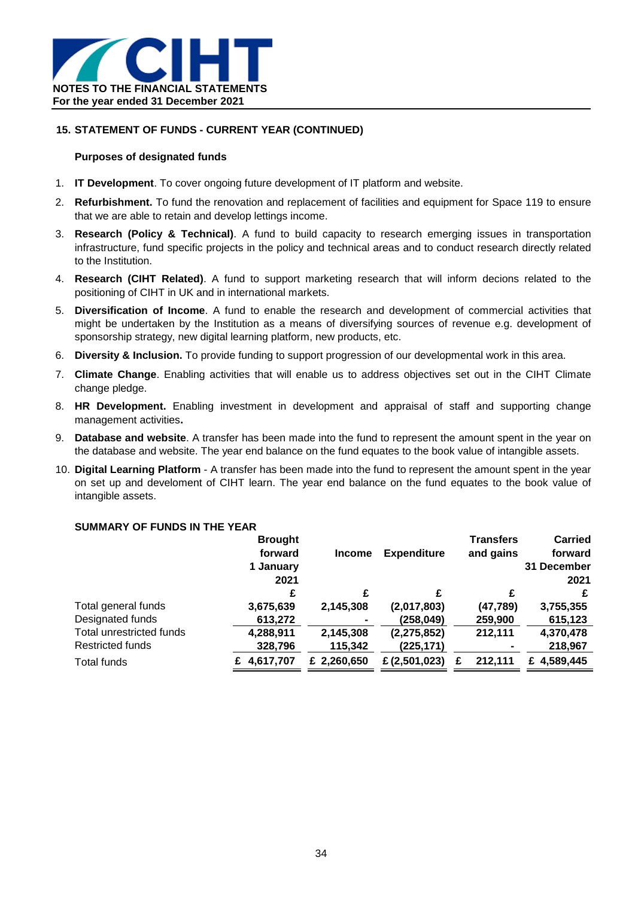## 15. STATEMENT OF FUNDS - CURRENT YEAR (CONTINUED)

### Purposes of designated funds

1. **IT Development**. To cover ongoing future development of IT platform and website.
2. **Refurbishment.** To fund the renovation and replacement of facilities and equipment for Space 119 to ensure that we are able to retain and develop lettings income.
3. **Research (Policy & Technical)**. A fund to build capacity to research emerging issues in transportation infrastructure, fund specific projects in the policy and technical areas and to conduct research directly related to the Institution.
4. **Research (CIHT Related)**. A fund to support marketing research that will inform decions related to the positioning of CIHT in UK and in international markets.
5. **Diversification of Income**. A fund to enable the research and development of commercial activities that might be undertaken by the Institution as a means of diversifying sources of revenue e.g. development of sponsorship strategy, new digital learning platform, new products, etc.
6. **Diversity & Inclusion.** To provide funding to support progression of our developmental work in this area.
7. **Climate Change**. Enabling activities that will enable us to address objectives set out in the CIHT Climate change pledge.
8. **HR Development.** Enabling investment in development and appraisal of staff and supporting change management activities**.**
9. **Database and website**. A transfer has been made into the fund to represent the amount spent in the year on the database and website. The year end balance on the fund equates to the book value of intangible assets.
10. **Digital Learning Platform** - A transfer has been made into the fund to represent the amount spent in the year on set up and develoment of CIHT learn. The year end balance on the fund equates to the book value of intangible assets.

### SUMMARY OF FUNDS IN THE YEAR

| | Brought forward 1 January 2021 | Income | Expenditure | Transfers and gains | Carried forward 31 December 2021 |
|---|---|---|---|---|---|
| | £ | £ | £ | £ | £ |
| Total general funds | 3,675,639 | 2,145,308 | (2,017,803) | (47,789) | 3,755,355 |
| Designated funds | 613,272 | - | (258,049) | 259,900 | 615,123 |
| Total unrestricted funds | 4,288,911 | 2,145,308 | (2,275,852) | 212,111 | 4,370,478 |
| Restricted funds | 328,796 | 115,342 | (225,171) | - | 218,967 |
| Total funds | £ 4,617,707 | £ 2,260,650 | £ (2,501,023) | £ 212,111 | £ 4,589,445 |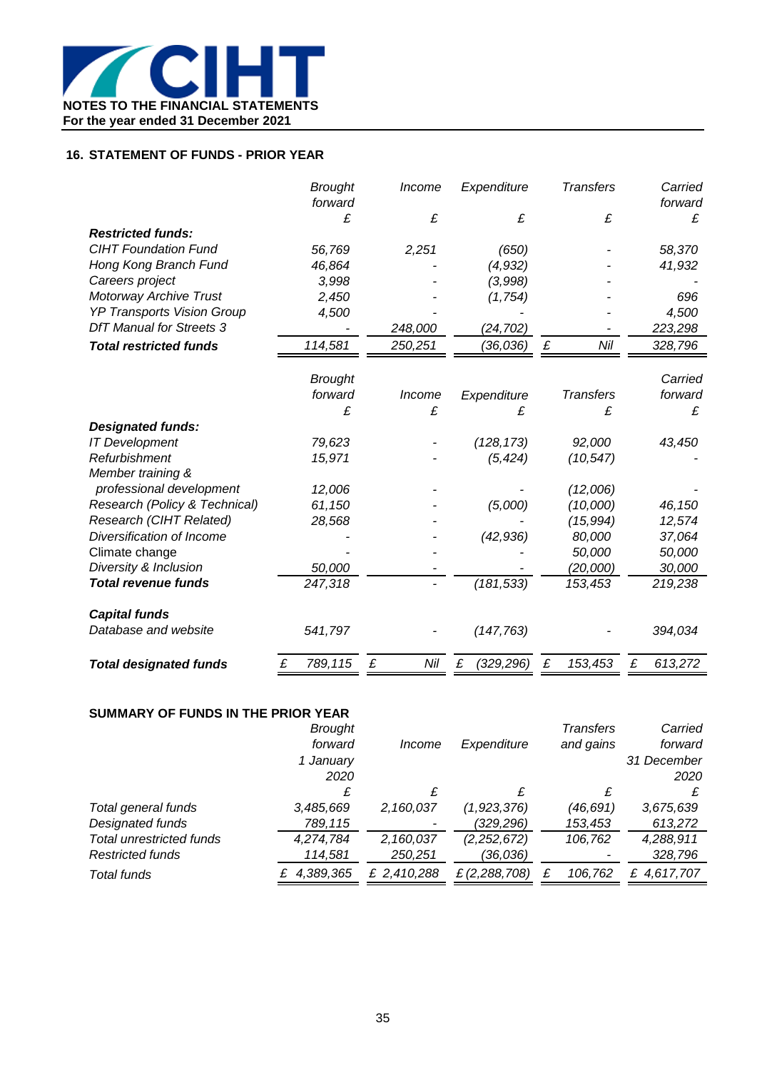## 16. STATEMENT OF FUNDS - PRIOR YEAR

| | Brought forward | Income | Expenditure | Transfers | Carried forward |
|---|---|---|---|---|---|
| | £ | £ | £ | £ | £ |
| ***Restricted funds:*** | | | | | |
| *CIHT Foundation Fund* | *56,769* | *2,251* | *(650)* | *-* | *58,370* |
| *Hong Kong Branch Fund* | *46,864* | *-* | *(4,932)* | *-* | *41,932* |
| *Careers project* | *3,998* | *-* | *(3,998)* | *-* | *-* |
| *Motorway Archive Trust* | *2,450* | *-* | *(1,754)* | *-* | *696* |
| *YP Transports Vision Group* | *4,500* | *-* | *-* | *-* | *4,500* |
| *DfT Manual for Streets 3* | *-* | *248,000* | *(24,702)* | *-* | *223,298* |
| ***Total restricted funds*** | *114,581* | *250,251* | *(36,036)* | *£ Nil* | *328,796* |

| | Brought forward | Income | Expenditure | Transfers | Carried forward |
|---|---|---|---|---|---|
| | £ | £ | £ | £ | £ |
| ***Designated funds:*** | | | | | |
| *IT Development* | *79,623* | *-* | *(128,173)* | *92,000* | *43,450* |
| *Refurbishment* | *15,971* | *-* | *(5,424)* | *(10,547)* | *-* |
| *Member training & professional development* | *12,006* | *-* | *-* | *(12,006)* | *-* |
| *Research (Policy & Technical)* | *61,150* | *-* | *(5,000)* | *(10,000)* | *46,150* |
| *Research (CIHT Related)* | *28,568* | *-* | *-* | *(15,994)* | *12,574* |
| *Diversification of Income* | *-* | *-* | *(42,936)* | *80,000* | *37,064* |
| Climate change | *-* | *-* | *-* | *50,000* | *50,000* |
| *Diversity & Inclusion* | *50,000* | *-* | *-* | *(20,000)* | *30,000* |
| ***Total revenue funds*** | *247,318* | *-* | *(181,533)* | *153,453* | *219,238* |
| ***Capital funds*** | | | | | |
| *Database and website* | *541,797* | *-* | *(147,763)* | *-* | *394,034* |
| ***Total designated funds*** | *£ 789,115* | *£ Nil* | *£ (329,296)* | *£ 153,453* | *£ 613,272* |

**SUMMARY OF FUNDS IN THE PRIOR YEAR**

| | Brought forward 1 January 2020 | Income | Expenditure | Transfers and gains | Carried forward 31 December 2020 |
|---|---|---|---|---|---|
| | £ | £ | £ | £ | £ |
| *Total general funds* | *3,485,669* | *2,160,037* | *(1,923,376)* | *(46,691)* | *3,675,639* |
| *Designated funds* | *789,115* | *-* | *(329,296)* | *153,453* | *613,272* |
| *Total unrestricted funds* | *4,274,784* | *2,160,037* | *(2,252,672)* | *106,762* | *4,288,911* |
| *Restricted funds* | *114,581* | *250,251* | *(36,036)* | *-* | *328,796* |
| *Total funds* | *£ 4,389,365* | *£ 2,410,288* | *£ (2,288,708)* | *£ 106,762* | *£ 4,617,707* |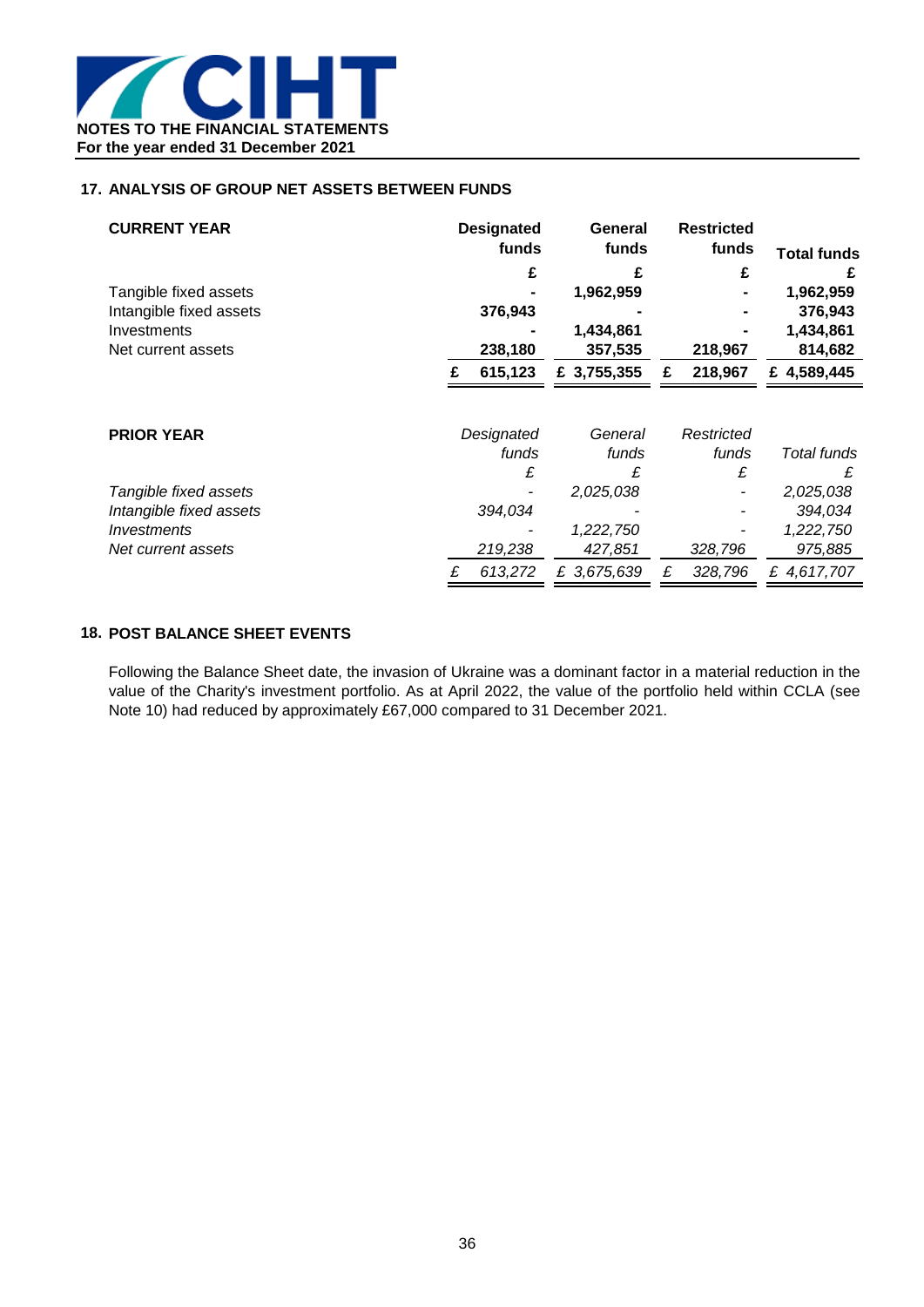**NOTES TO THE FINANCIAL STATEMENTS**
**For the year ended 31 December 2021**

## 17. ANALYSIS OF GROUP NET ASSETS BETWEEN FUNDS

| **CURRENT YEAR** | **Designated funds** | **General funds** | **Restricted funds** | **Total funds** |
|---|---|---|---|---|
| | **£** | **£** | **£** | **£** |
| Tangible fixed assets | **-** | **1,962,959** | **-** | **1,962,959** |
| Intangible fixed assets | **376,943** | **-** | **-** | **376,943** |
| Investments | **-** | **1,434,861** | **-** | **1,434,861** |
| Net current assets | **238,180** | **357,535** | **218,967** | **814,682** |
| | **£ 615,123** | **£ 3,755,355** | **£ 218,967** | **£ 4,589,445** |

| **PRIOR YEAR** | *Designated funds* | *General funds* | *Restricted funds* | *Total funds* |
|---|---|---|---|---|
| | *£* | *£* | *£* | *£* |
| *Tangible fixed assets* | *-* | *2,025,038* | *-* | *2,025,038* |
| *Intangible fixed assets* | *394,034* | *-* | *-* | *394,034* |
| *Investments* | *-* | *1,222,750* | *-* | *1,222,750* |
| *Net current assets* | *219,238* | *427,851* | *328,796* | *975,885* |
| | *£ 613,272* | *£ 3,675,639* | *£ 328,796* | *£ 4,617,707* |

## 18. POST BALANCE SHEET EVENTS

Following the Balance Sheet date, the invasion of Ukraine was a dominant factor in a material reduction in the value of the Charity's investment portfolio. As at April 2022, the value of the portfolio held within CCLA (see Note 10) had reduced by approximately £67,000 compared to 31 December 2021.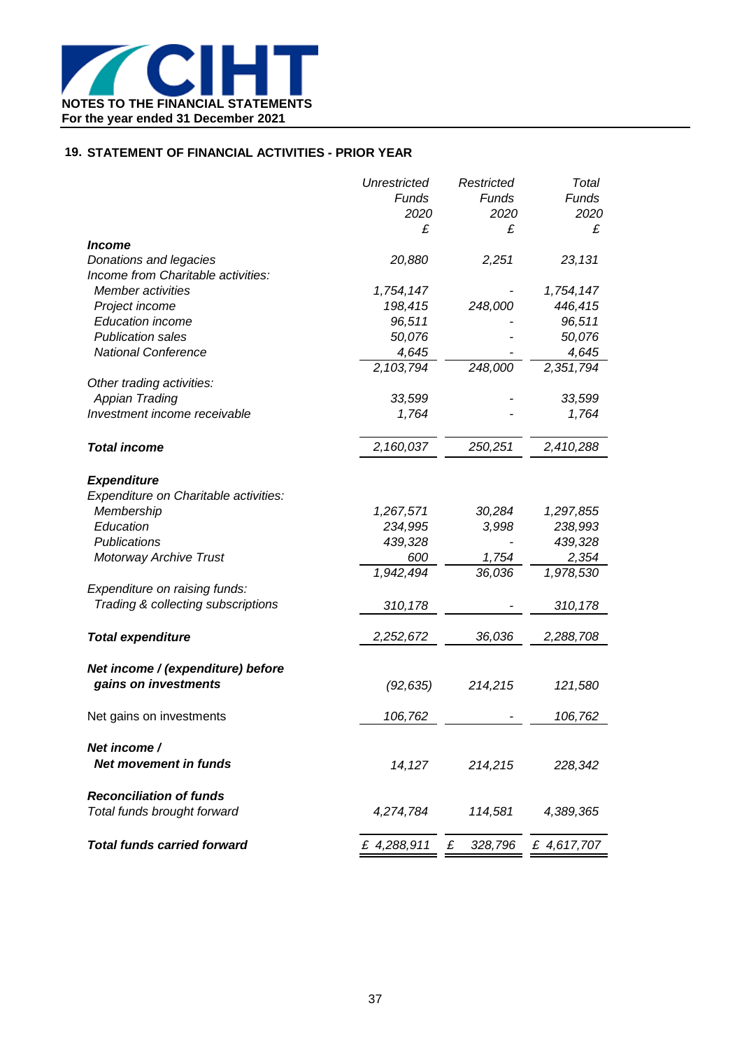**NOTES TO THE FINANCIAL STATEMENTS**
**For the year ended 31 December 2021**

## 19. STATEMENT OF FINANCIAL ACTIVITIES - PRIOR YEAR

| | *Unrestricted Funds 2020 £* | *Restricted Funds 2020 £* | *Total Funds 2020 £* |
|---|---|---|---|
| ***Income*** | | | |
| *Donations and legacies* | *20,880* | *2,251* | *23,131* |
| *Income from Charitable activities:* | | | |
| *Member activities* | *1,754,147* | *-* | *1,754,147* |
| *Project income* | *198,415* | *248,000* | *446,415* |
| *Education income* | *96,511* | *-* | *96,511* |
| *Publication sales* | *50,076* | *-* | *50,076* |
| *National Conference* | *4,645* | *-* | *4,645* |
| | *2,103,794* | *248,000* | *2,351,794* |
| *Other trading activities:* | | | |
| *Appian Trading* | *33,599* | *-* | *33,599* |
| *Investment income receivable* | *1,764* | *-* | *1,764* |
| ***Total income*** | *2,160,037* | *250,251* | *2,410,288* |
| ***Expenditure*** | | | |
| *Expenditure on Charitable activities:* | | | |
| *Membership* | *1,267,571* | *30,284* | *1,297,855* |
| *Education* | *234,995* | *3,998* | *238,993* |
| *Publications* | *439,328* | *-* | *439,328* |
| *Motorway Archive Trust* | *600* | *1,754* | *2,354* |
| | *1,942,494* | *36,036* | *1,978,530* |
| *Expenditure on raising funds:* | | | |
| *Trading & collecting subscriptions* | *310,178* | *-* | *310,178* |
| ***Total expenditure*** | *2,252,672* | *36,036* | *2,288,708* |
| ***Net income / (expenditure) before gains on investments*** | *(92,635)* | *214,215* | *121,580* |
| Net gains on investments | *106,762* | *-* | *106,762* |
| ***Net income / Net movement in funds*** | *14,127* | *214,215* | *228,342* |
| ***Reconciliation of funds*** | | | |
| *Total funds brought forward* | *4,274,784* | *114,581* | *4,389,365* |
| ***Total funds carried forward*** | *£ 4,288,911* | *£ 328,796* | *£ 4,617,707* |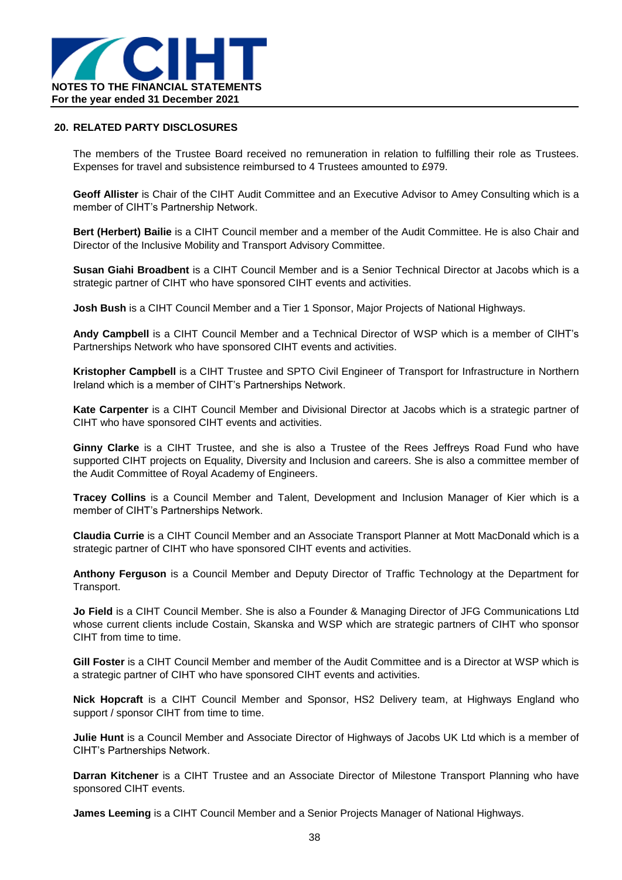## 20. RELATED PARTY DISCLOSURES

The members of the Trustee Board received no remuneration in relation to fulfilling their role as Trustees. Expenses for travel and subsistence reimbursed to 4 Trustees amounted to £979.

**Geoff Allister** is Chair of the CIHT Audit Committee and an Executive Advisor to Amey Consulting which is a member of CIHT's Partnership Network.

**Bert (Herbert) Bailie** is a CIHT Council member and a member of the Audit Committee. He is also Chair and Director of the Inclusive Mobility and Transport Advisory Committee.

**Susan Giahi Broadbent** is a CIHT Council Member and is a Senior Technical Director at Jacobs which is a strategic partner of CIHT who have sponsored CIHT events and activities.

**Josh Bush** is a CIHT Council Member and a Tier 1 Sponsor, Major Projects of National Highways.

**Andy Campbell** is a CIHT Council Member and a Technical Director of WSP which is a member of CIHT's Partnerships Network who have sponsored CIHT events and activities.

**Kristopher Campbell** is a CIHT Trustee and SPTO Civil Engineer of Transport for Infrastructure in Northern Ireland which is a member of CIHT's Partnerships Network.

**Kate Carpenter** is a CIHT Council Member and Divisional Director at Jacobs which is a strategic partner of CIHT who have sponsored CIHT events and activities.

**Ginny Clarke** is a CIHT Trustee, and she is also a Trustee of the Rees Jeffreys Road Fund who have supported CIHT projects on Equality, Diversity and Inclusion and careers. She is also a committee member of the Audit Committee of Royal Academy of Engineers.

**Tracey Collins** is a Council Member and Talent, Development and Inclusion Manager of Kier which is a member of CIHT's Partnerships Network.

**Claudia Currie** is a CIHT Council Member and an Associate Transport Planner at Mott MacDonald which is a strategic partner of CIHT who have sponsored CIHT events and activities.

**Anthony Ferguson** is a Council Member and Deputy Director of Traffic Technology at the Department for Transport.

**Jo Field** is a CIHT Council Member. She is also a Founder & Managing Director of JFG Communications Ltd whose current clients include Costain, Skanska and WSP which are strategic partners of CIHT who sponsor CIHT from time to time.

**Gill Foster** is a CIHT Council Member and member of the Audit Committee and is a Director at WSP which is a strategic partner of CIHT who have sponsored CIHT events and activities.

**Nick Hopcraft** is a CIHT Council Member and Sponsor, HS2 Delivery team, at Highways England who support / sponsor CIHT from time to time.

**Julie Hunt** is a Council Member and Associate Director of Highways of Jacobs UK Ltd which is a member of CIHT's Partnerships Network.

**Darran Kitchener** is a CIHT Trustee and an Associate Director of Milestone Transport Planning who have sponsored CIHT events.

**James Leeming** is a CIHT Council Member and a Senior Projects Manager of National Highways.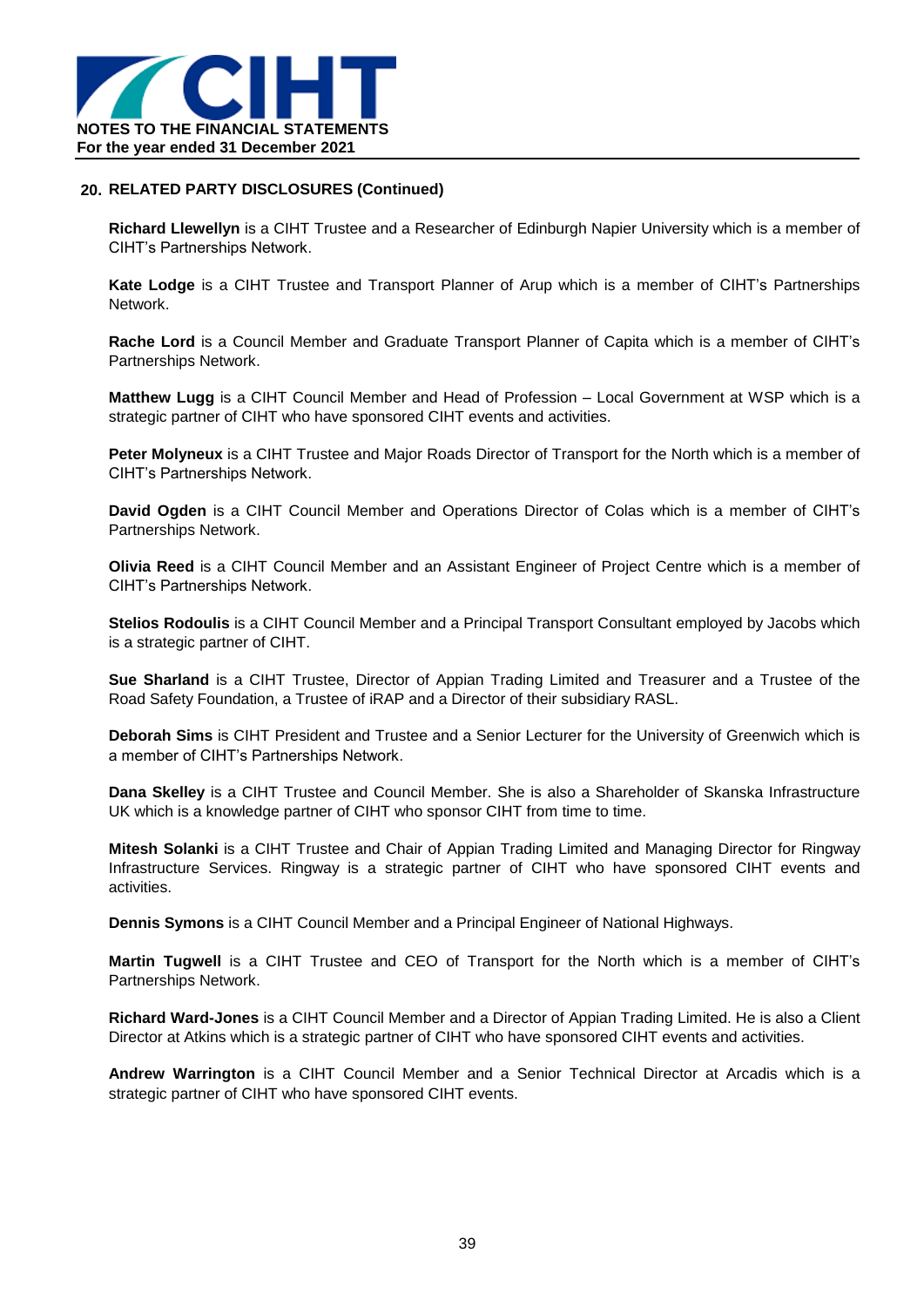## 20. RELATED PARTY DISCLOSURES (Continued)

**Richard Llewellyn** is a CIHT Trustee and a Researcher of Edinburgh Napier University which is a member of CIHT's Partnerships Network.

**Kate Lodge** is a CIHT Trustee and Transport Planner of Arup which is a member of CIHT's Partnerships Network.

**Rache Lord** is a Council Member and Graduate Transport Planner of Capita which is a member of CIHT's Partnerships Network.

**Matthew Lugg** is a CIHT Council Member and Head of Profession – Local Government at WSP which is a strategic partner of CIHT who have sponsored CIHT events and activities.

**Peter Molyneux** is a CIHT Trustee and Major Roads Director of Transport for the North which is a member of CIHT's Partnerships Network.

**David Ogden** is a CIHT Council Member and Operations Director of Colas which is a member of CIHT's Partnerships Network.

**Olivia Reed** is a CIHT Council Member and an Assistant Engineer of Project Centre which is a member of CIHT's Partnerships Network.

**Stelios Rodoulis** is a CIHT Council Member and a Principal Transport Consultant employed by Jacobs which is a strategic partner of CIHT.

**Sue Sharland** is a CIHT Trustee, Director of Appian Trading Limited and Treasurer and a Trustee of the Road Safety Foundation, a Trustee of iRAP and a Director of their subsidiary RASL.

**Deborah Sims** is CIHT President and Trustee and a Senior Lecturer for the University of Greenwich which is a member of CIHT's Partnerships Network.

**Dana Skelley** is a CIHT Trustee and Council Member. She is also a Shareholder of Skanska Infrastructure UK which is a knowledge partner of CIHT who sponsor CIHT from time to time.

**Mitesh Solanki** is a CIHT Trustee and Chair of Appian Trading Limited and Managing Director for Ringway Infrastructure Services. Ringway is a strategic partner of CIHT who have sponsored CIHT events and activities.

**Dennis Symons** is a CIHT Council Member and a Principal Engineer of National Highways.

**Martin Tugwell** is a CIHT Trustee and CEO of Transport for the North which is a member of CIHT's Partnerships Network.

**Richard Ward-Jones** is a CIHT Council Member and a Director of Appian Trading Limited. He is also a Client Director at Atkins which is a strategic partner of CIHT who have sponsored CIHT events and activities.

**Andrew Warrington** is a CIHT Council Member and a Senior Technical Director at Arcadis which is a strategic partner of CIHT who have sponsored CIHT events.